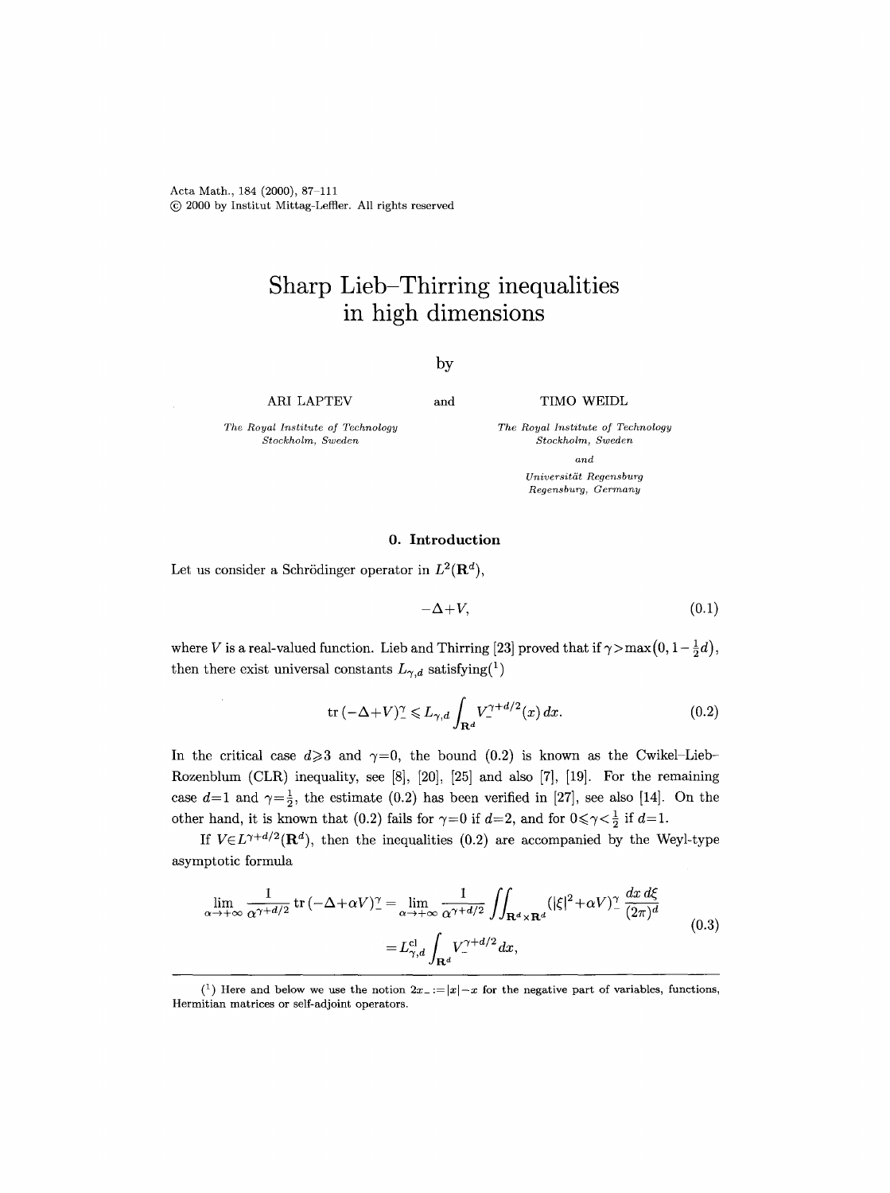# Sharp Lieb–Thirring inequalities in high dimensions

by

ARI LAPTEV and TIMO WEIDL

*The Royal Institute of Technology*
*Stockholm, Sweden*

*The Royal Institute of Technology*
*Stockholm, Sweden*
*and*
*Universität Regensburg*
*Regensburg, Germany*

## 0. Introduction

Let us consider a Schrödinger operator in $L^2(\mathbf{R}^d)$,

$$-\Delta+V, \tag{0.1}$$

where $V$ is a real-valued function. Lieb and Thirring [23] proved that if $\gamma>\max\left(0,1-\frac{1}{2}d\right)$, then there exist universal constants $L_{\gamma,d}$ satisfying([1])

$$\operatorname{tr}(-\Delta+V)_-^\gamma \leqslant L_{\gamma,d}\int_{\mathbf{R}^d} V_-^{\gamma+d/2}(x)\,dx. \tag{0.2}$$

In the critical case $d\geqslant 3$ and $\gamma=0$, the bound (0.2) is known as the Cwikel–Lieb–Rozenblum (CLR) inequality, see [8], [20], [25] and also [7], [19]. For the remaining case $d=1$ and $\gamma=\frac{1}{2}$, the estimate (0.2) has been verified in [27], see also [14]. On the other hand, it is known that (0.2) fails for $\gamma=0$ if $d=2$, and for $0\leqslant\gamma<\frac{1}{2}$ if $d=1$.

If $V\in L^{\gamma+d/2}(\mathbf{R}^d)$, then the inequalities (0.2) are accompanied by the Weyl-type asymptotic formula

$$\begin{aligned}\lim_{\alpha\to+\infty}\frac{1}{\alpha^{\gamma+d/2}}\operatorname{tr}(-\Delta+\alpha V)_-^\gamma &= \lim_{\alpha\to+\infty}\frac{1}{\alpha^{\gamma+d/2}}\iint_{\mathbf{R}^d\times\mathbf{R}^d}(|\xi|^2+\alpha V)_-^\gamma\,\frac{dx\,d\xi}{(2\pi)^d}\\ &= L_{\gamma,d}^{\mathrm{cl}}\int_{\mathbf{R}^d} V_-^{\gamma+d/2}\,dx,\end{aligned} \tag{0.3}$$

([1]) Here and below we use the notion $2x_-:=|x|-x$ for the negative part of variables, functions, Hermitian matrices or self-adjoint operators.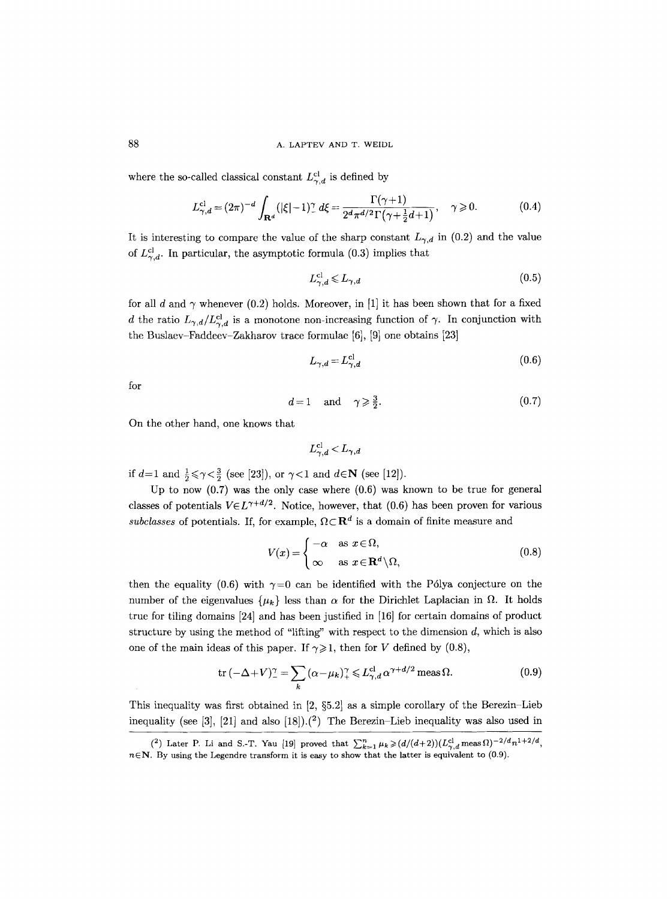where the so-called classical constant $L^{\mathrm{cl}}_{\gamma,d}$ is defined by

$$L^{\mathrm{cl}}_{\gamma,d} = (2\pi)^{-d} \int_{\mathbf{R}^d} (|\xi|-1)^{\gamma}_{-}\, d\xi = \frac{\Gamma(\gamma+1)}{2^d \pi^{d/2} \Gamma\left(\gamma+\frac{1}{2}d+1\right)}, \quad \gamma \geqslant 0. \tag{0.4}$$

It is interesting to compare the value of the sharp constant $L_{\gamma,d}$ in (0.2) and the value of $L^{\mathrm{cl}}_{\gamma,d}$. In particular, the asymptotic formula (0.3) implies that

$$L^{\mathrm{cl}}_{\gamma,d} \leqslant L_{\gamma,d} \tag{0.5}$$

for all $d$ and $\gamma$ whenever (0.2) holds. Moreover, in [1] it has been shown that for a fixed $d$ the ratio $L_{\gamma,d}/L^{\mathrm{cl}}_{\gamma,d}$ is a monotone non-increasing function of $\gamma$. In conjunction with the Buslaev–Faddeev–Zakharov trace formulae [6], [9] one obtains [23]

$$L_{\gamma,d} = L^{\mathrm{cl}}_{\gamma,d} \tag{0.6}$$

for

$$d=1 \quad \text{and} \quad \gamma \geqslant \tfrac{3}{2}. \tag{0.7}$$

On the other hand, one knows that

$$L^{\mathrm{cl}}_{\gamma,d} < L_{\gamma,d}$$

if $d=1$ and $\frac{1}{2} \leqslant \gamma < \frac{3}{2}$ (see [23]), or $\gamma < 1$ and $d \in \mathbf{N}$ (see [12]).

Up to now (0.7) was the only case where (0.6) was known to be true for general classes of potentials $V \in L^{\gamma+d/2}$. Notice, however, that (0.6) has been proven for various *subclasses* of potentials. If, for example, $\Omega \subset \mathbf{R}^d$ is a domain of finite measure and

$$V(x) = \begin{cases} -\alpha & \text{as } x \in \Omega, \\ \infty & \text{as } x \in \mathbf{R}^d \setminus \Omega, \end{cases} \tag{0.8}$$

then the equality (0.6) with $\gamma=0$ can be identified with the Pólya conjecture on the number of the eigenvalues $\{\mu_k\}$ less than $\alpha$ for the Dirichlet Laplacian in $\Omega$. It holds true for tiling domains [24] and has been justified in [16] for certain domains of product structure by using the method of "lifting" with respect to the dimension $d$, which is also one of the main ideas of this paper. If $\gamma \geqslant 1$, then for $V$ defined by (0.8),

$$\operatorname{tr}(-\Delta+V)^{\gamma}_{-} = \sum_k (\alpha-\mu_k)^{\gamma}_{+} \leqslant L^{\mathrm{cl}}_{\gamma,d}\, \alpha^{\gamma+d/2} \operatorname{meas} \Omega. \tag{0.9}$$

This inequality was first obtained in [2, §5.2] as a simple corollary of the Berezin–Lieb inequality (see [3], [21] and also [18]).(2) The Berezin–Lieb inequality was also used in

(2) Later P. Li and S.-T. Yau [19] proved that $\sum_{k=1}^{n} \mu_k \geqslant (d/(d+2))(L^{\mathrm{cl}}_{\gamma,d} \operatorname{meas} \Omega)^{-2/d} n^{1+2/d}$, $n \in \mathbf{N}$. By using the Legendre transform it is easy to show that the latter is equivalent to (0.9).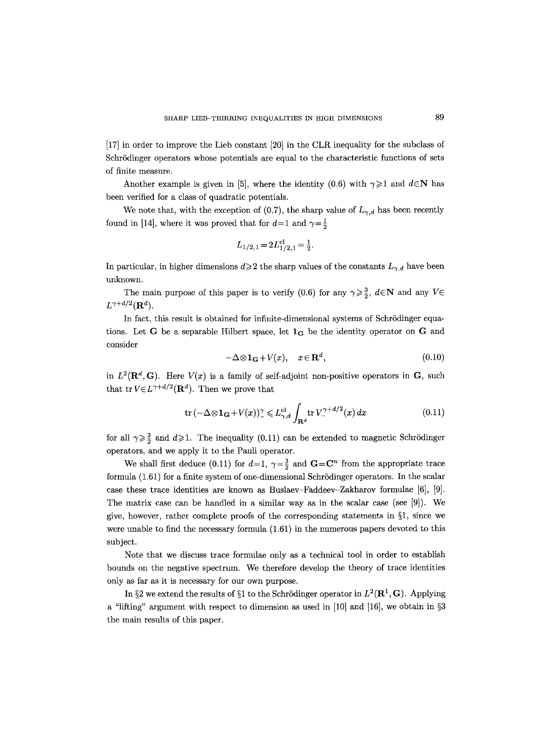[17] in order to improve the Lieb constant [20] in the CLR inequality for the subclass of Schrödinger operators whose potentials are equal to the characteristic functions of sets of finite measure.

Another example is given in [5], where the identity (0.6) with $\gamma \geqslant 1$ and $d \in \mathbf{N}$ has been verified for a class of quadratic potentials.

We note that, with the exception of (0.7), the sharp value of $L_{\gamma,d}$ has been recently found in [14], where it was proved that for $d=1$ and $\gamma=\frac{1}{2}$

$$L_{1/2,1} = 2L_{1/2,1}^{\mathrm{cl}} = \tfrac{1}{2}.$$

In particular, in higher dimensions $d \geqslant 2$ the sharp values of the constants $L_{\gamma,d}$ have been unknown.

The main purpose of this paper is to verify (0.6) for any $\gamma \geqslant \frac{3}{2}$, $d \in \mathbf{N}$ and any $V \in L^{\gamma+d/2}(\mathbf{R}^d)$.

In fact, this result is obtained for infinite-dimensional systems of Schrödinger equations. Let $\mathbf{G}$ be a separable Hilbert space, let $\mathbf{1}_{\mathbf{G}}$ be the identity operator on $\mathbf{G}$ and consider

$$-\Delta \otimes \mathbf{1}_{\mathbf{G}} + V(x), \quad x \in \mathbf{R}^d, \tag{0.10}$$

in $L^2(\mathbf{R}^d, \mathbf{G})$. Here $V(x)$ is a family of self-adjoint non-positive operators in $\mathbf{G}$, such that $\operatorname{tr} V \in L^{\gamma+d/2}(\mathbf{R}^d)$. Then we prove that

$$\operatorname{tr}(-\Delta \otimes \mathbf{1}_{\mathbf{G}} + V(x))_-^\gamma \leqslant L_{\gamma,d}^{\mathrm{cl}} \int_{\mathbf{R}^d} \operatorname{tr} V_-^{\gamma+d/2}(x)\, dx \tag{0.11}$$

for all $\gamma \geqslant \frac{3}{2}$ and $d \geqslant 1$. The inequality (0.11) can be extended to magnetic Schrödinger operators, and we apply it to the Pauli operator.

We shall first deduce (0.11) for $d=1$, $\gamma=\frac{3}{2}$ and $\mathbf{G}=\mathbf{C}^n$ from the appropriate trace formula (1.61) for a finite system of one-dimensional Schrödinger operators. In the scalar case these trace identities are known as Buslaev–Faddeev–Zakharov formulae [6], [9]. The matrix case can be handled in a similar way as in the scalar case (see [9]). We give, however, rather complete proofs of the corresponding statements in §1, since we were unable to find the necessary formula (1.61) in the numerous papers devoted to this subject.

Note that we discuss trace formulae only as a technical tool in order to establish bounds on the negative spectrum. We therefore develop the theory of trace identities only as far as it is necessary for our own purpose.

In §2 we extend the results of §1 to the Schrödinger operator in $L^2(\mathbf{R}^1, \mathbf{G})$. Applying a "lifting" argument with respect to dimension as used in [10] and [16], we obtain in §3 the main results of this paper.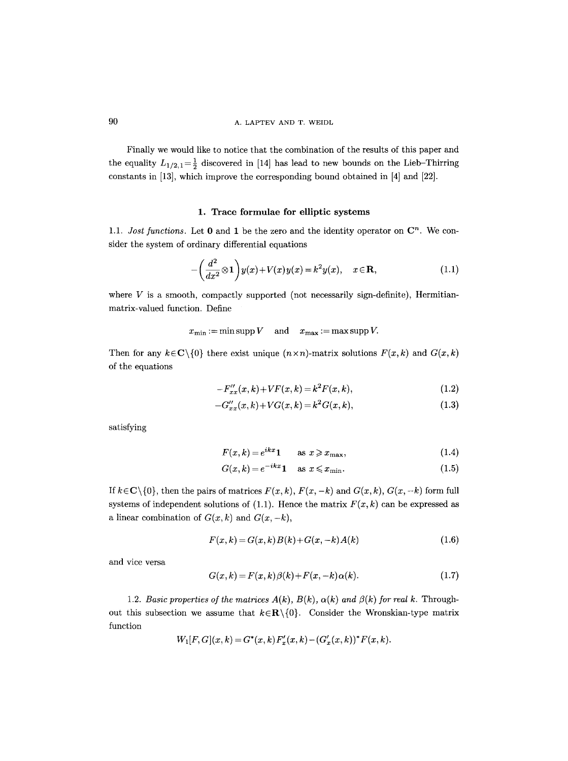Finally we would like to notice that the combination of the results of this paper and the equality $L_{1/2,1}=\frac{1}{2}$ discovered in [14] has lead to new bounds on the Lieb–Thirring constants in [13], which improve the corresponding bound obtained in [4] and [22].

## 1. Trace formulae for elliptic systems

1.1. *Jost functions.* Let $\mathbf{0}$ and $\mathbf{1}$ be the zero and the identity operator on $\mathbf{C}^n$. We consider the system of ordinary differential equations

$$-\left(\frac{d^2}{dx^2}\otimes\mathbf{1}\right)y(x)+V(x)y(x)=k^2y(x), \quad x\in\mathbf{R}, \tag{1.1}$$

where $V$ is a smooth, compactly supported (not necessarily sign-definite), Hermitian-matrix-valued function. Define

$$x_{\min}:=\min\operatorname{supp}V \quad \text{and} \quad x_{\max}:=\max\operatorname{supp}V.$$

Then for any $k\in\mathbf{C}\setminus\{0\}$ there exist unique $(n\times n)$-matrix solutions $F(x,k)$ and $G(x,k)$ of the equations

$$-F''_{xx}(x,k)+VF(x,k)=k^2F(x,k), \tag{1.2}$$

$$-G''_{xx}(x,k)+VG(x,k)=k^2G(x,k), \tag{1.3}$$

satisfying

$$F(x,k)=e^{ikx}\mathbf{1} \quad \text{as } x\geqslant x_{\max}, \tag{1.4}$$

$$G(x,k)=e^{-ikx}\mathbf{1} \quad \text{as } x\leqslant x_{\min}. \tag{1.5}$$

If $k\in\mathbf{C}\setminus\{0\}$, then the pairs of matrices $F(x,k)$, $F(x,-k)$ and $G(x,k)$, $G(x,-k)$ form full systems of independent solutions of (1.1). Hence the matrix $F(x,k)$ can be expressed as a linear combination of $G(x,k)$ and $G(x,-k)$,

$$F(x,k)=G(x,k)B(k)+G(x,-k)A(k) \tag{1.6}$$

and vice versa

$$G(x,k)=F(x,k)\beta(k)+F(x,-k)\alpha(k). \tag{1.7}$$

1.2. *Basic properties of the matrices $A(k)$, $B(k)$, $\alpha(k)$ and $\beta(k)$ for real $k$.* Throughout this subsection we assume that $k\in\mathbf{R}\setminus\{0\}$. Consider the Wronskian-type matrix function

$$W_1[F,G](x,k)=G^*(x,k)F'_x(x,k)-(G'_x(x,k))^*F(x,k).$$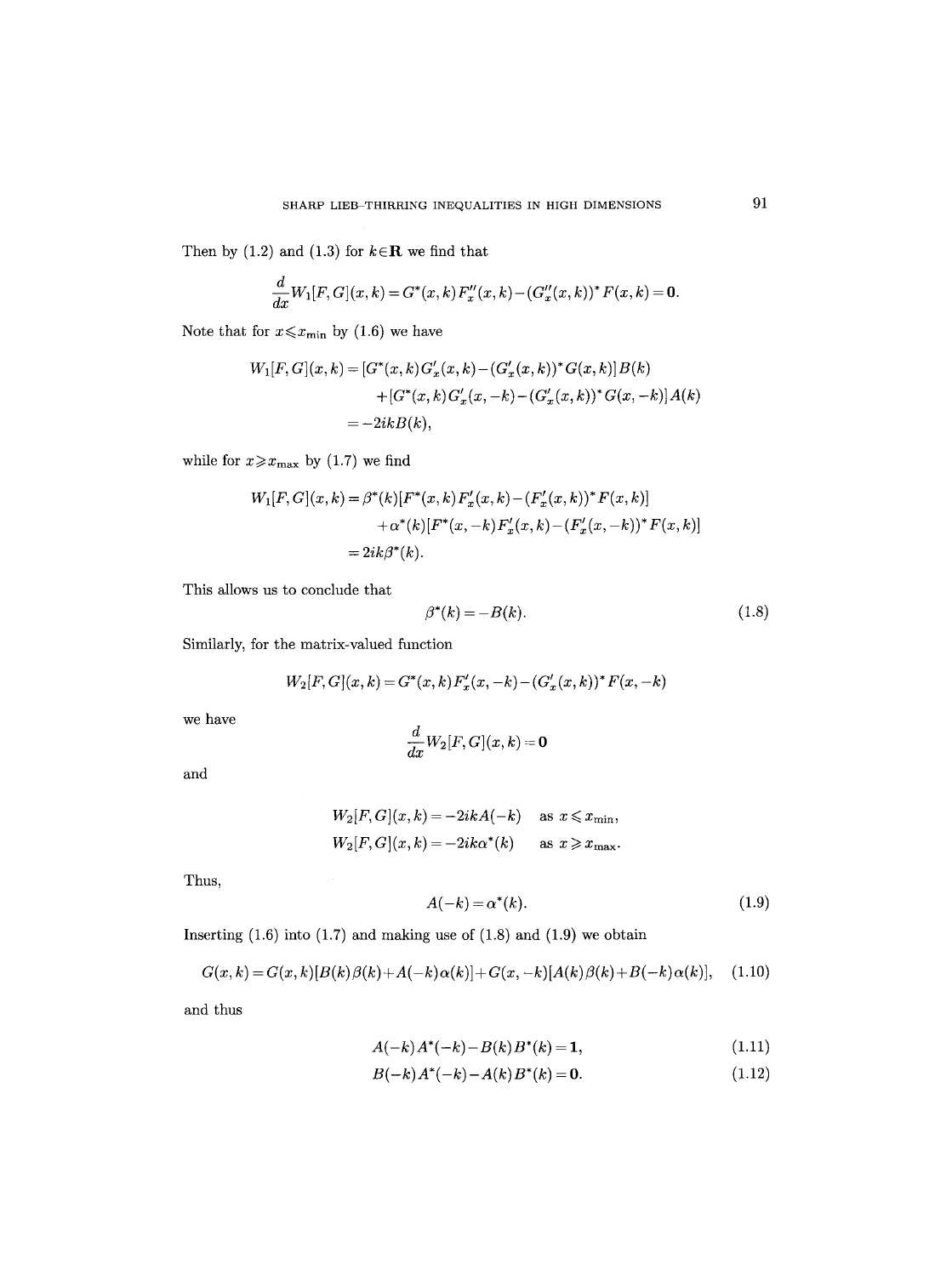Then by (1.2) and (1.3) for $k \in \mathbf{R}$ we find that

$$\frac{d}{dx} W_1[F,G](x,k) = G^*(x,k) F''_x(x,k) - (G''_x(x,k))^* F(x,k) = \mathbf{0}.$$

Note that for $x \leqslant x_{\min}$ by (1.6) we have

$$\begin{aligned} W_1[F,G](x,k) &= [G^*(x,k) G'_x(x,k) - (G'_x(x,k))^* G(x,k)] B(k) \\ &\quad + [G^*(x,k) G'_x(x,-k) - (G'_x(x,k))^* G(x,-k)] A(k) \\ &= -2ik B(k), \end{aligned}$$

while for $x \geqslant x_{\max}$ by (1.7) we find

$$\begin{aligned} W_1[F,G](x,k) &= \beta^*(k)[F^*(x,k) F'_x(x,k) - (F'_x(x,k))^* F(x,k)] \\ &\quad + \alpha^*(k)[F^*(x,-k) F'_x(x,k) - (F'_x(x,-k))^* F(x,k)] \\ &= 2ik\beta^*(k). \end{aligned}$$

This allows us to conclude that

$$\beta^*(k) = -B(k). \tag{1.8}$$

Similarly, for the matrix-valued function

$$W_2[F,G](x,k) = G^*(x,k) F'_x(x,-k) - (G'_x(x,k))^* F(x,-k)$$

we have

$$\frac{d}{dx} W_2[F,G](x,k) = \mathbf{0}$$

and

$$\begin{aligned} W_2[F,G](x,k) &= -2ik A(-k) \quad \text{as } x \leqslant x_{\min}, \\ W_2[F,G](x,k) &= -2ik\alpha^*(k) \quad \text{as } x \geqslant x_{\max}. \end{aligned}$$

Thus,

$$A(-k) = \alpha^*(k). \tag{1.9}$$

Inserting (1.6) into (1.7) and making use of (1.8) and (1.9) we obtain

$$G(x,k) = G(x,k)[B(k)\beta(k) + A(-k)\alpha(k)] + G(x,-k)[A(k)\beta(k) + B(-k)\alpha(k)], \tag{1.10}$$

and thus

$$A(-k) A^*(-k) - B(k) B^*(k) = \mathbf{1}, \tag{1.11}$$

$$B(-k) A^*(-k) - A(k) B^*(k) = \mathbf{0}. \tag{1.12}$$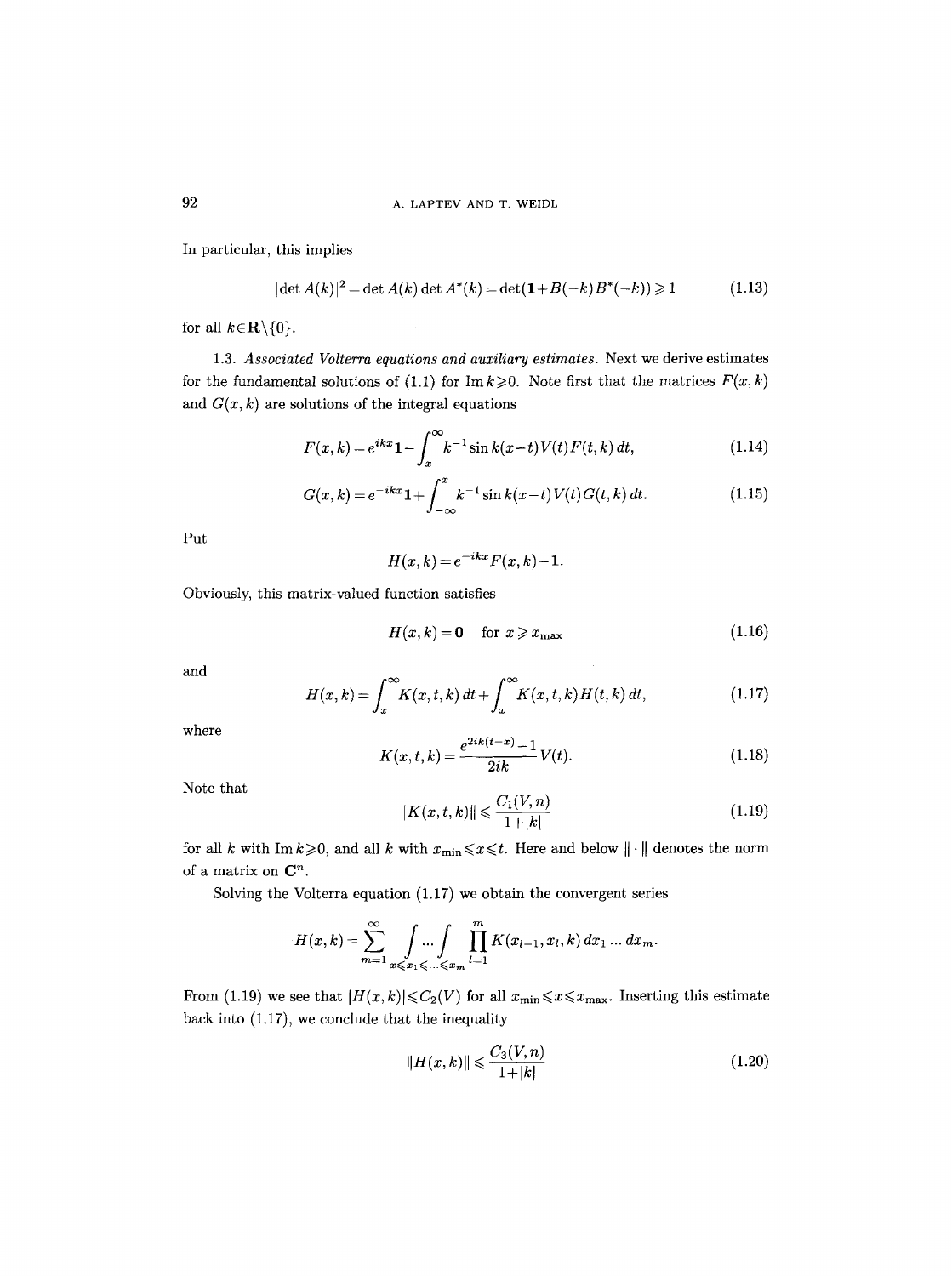In particular, this implies

$$|\det A(k)|^2 = \det A(k) \det A^*(k) = \det(\mathbf{1} + B(-k)B^*(-k)) \geqslant 1 \tag{1.13}$$

for all $k \in \mathbf{R} \setminus \{0\}$.

1.3. *Associated Volterra equations and auxiliary estimates.* Next we derive estimates for the fundamental solutions of (1.1) for $\operatorname{Im} k \geqslant 0$. Note first that the matrices $F(x,k)$ and $G(x,k)$ are solutions of the integral equations

$$F(x,k) = e^{ikx}\mathbf{1} - \int_x^\infty k^{-1} \sin k(x-t) V(t) F(t,k)\, dt, \tag{1.14}$$

$$G(x,k) = e^{-ikx}\mathbf{1} + \int_{-\infty}^x k^{-1} \sin k(x-t) V(t) G(t,k)\, dt. \tag{1.15}$$

Put

$$H(x,k) = e^{-ikx} F(x,k) - \mathbf{1}.$$

Obviously, this matrix-valued function satisfies

$$H(x,k) = \mathbf{0} \quad \text{for } x \geqslant x_{\max} \tag{1.16}$$

and

$$H(x,k) = \int_x^\infty K(x,t,k)\, dt + \int_x^\infty K(x,t,k) H(t,k)\, dt, \tag{1.17}$$

where

$$K(x,t,k) = \frac{e^{2ik(t-x)} - 1}{2ik} V(t). \tag{1.18}$$

Note that

$$\|K(x,t,k)\| \leqslant \frac{C_1(V,n)}{1+|k|} \tag{1.19}$$

for all $k$ with $\operatorname{Im} k \geqslant 0$, and all $k$ with $x_{\min} \leqslant x \leqslant t$. Here and below $\|\cdot\|$ denotes the norm of a matrix on $\mathbf{C}^n$.

Solving the Volterra equation (1.17) we obtain the convergent series

$$H(x,k) = \sum_{m=1}^\infty \int \dots \int_{x \leqslant x_1 \leqslant \dots \leqslant x_m} \prod_{l=1}^m K(x_{l-1}, x_l, k)\, dx_1 \dots dx_m.$$

From (1.19) we see that $|H(x,k)| \leqslant C_2(V)$ for all $x_{\min} \leqslant x \leqslant x_{\max}$. Inserting this estimate back into (1.17), we conclude that the inequality

$$\|H(x,k)\| \leqslant \frac{C_3(V,n)}{1+|k|} \tag{1.20}$$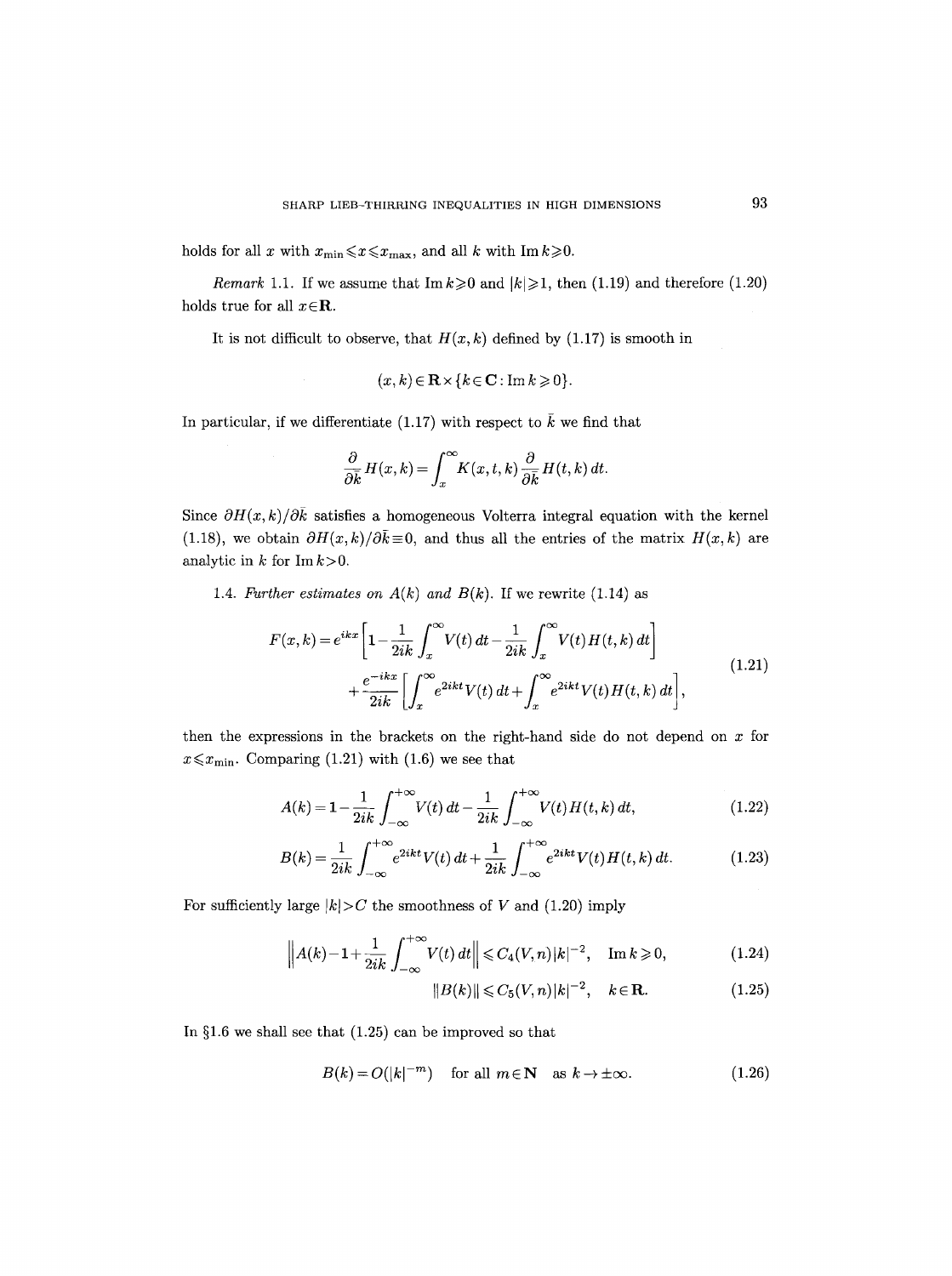holds for all $x$ with $x_{\min} \leqslant x \leqslant x_{\max}$, and all $k$ with $\operatorname{Im} k \geqslant 0$.

*Remark* 1.1. If we assume that $\operatorname{Im} k \geqslant 0$ and $|k| \geqslant 1$, then (1.19) and therefore (1.20) holds true for all $x \in \mathbf{R}$.

It is not difficult to observe, that $H(x,k)$ defined by (1.17) is smooth in

$$(x,k) \in \mathbf{R} \times \{k \in \mathbf{C} : \operatorname{Im} k \geqslant 0\}.$$

In particular, if we differentiate (1.17) with respect to $\bar{k}$ we find that

$$\frac{\partial}{\partial \bar{k}} H(x,k) = \int_x^\infty K(x,t,k) \frac{\partial}{\partial \bar{k}} H(t,k)\,dt.$$

Since $\partial H(x,k)/\partial \bar{k}$ satisfies a homogeneous Volterra integral equation with the kernel (1.18), we obtain $\partial H(x,k)/\partial \bar{k} \equiv 0$, and thus all the entries of the matrix $H(x,k)$ are analytic in $k$ for $\operatorname{Im} k > 0$.

1.4. *Further estimates on* $A(k)$ *and* $B(k)$. If we rewrite (1.14) as

$$\begin{aligned} F(x,k) = e^{ikx}\left[1 - \frac{1}{2ik}\int_x^\infty V(t)\,dt - \frac{1}{2ik}\int_x^\infty V(t)H(t,k)\,dt\right] \\ + \frac{e^{-ikx}}{2ik}\left[\int_x^\infty e^{2ikt}V(t)\,dt + \int_x^\infty e^{2ikt}V(t)H(t,k)\,dt\right], \end{aligned} \tag{1.21}$$

then the expressions in the brackets on the right-hand side do not depend on $x$ for $x \leqslant x_{\min}$. Comparing (1.21) with (1.6) we see that

$$A(k) = 1 - \frac{1}{2ik}\int_{-\infty}^{+\infty} V(t)\,dt - \frac{1}{2ik}\int_{-\infty}^{+\infty} V(t)H(t,k)\,dt, \tag{1.22}$$

$$B(k) = \frac{1}{2ik}\int_{-\infty}^{+\infty} e^{2ikt}V(t)\,dt + \frac{1}{2ik}\int_{-\infty}^{+\infty} e^{2ikt}V(t)H(t,k)\,dt. \tag{1.23}$$

For sufficiently large $|k| > C$ the smoothness of $V$ and (1.20) imply

$$\left\| A(k) - 1 + \frac{1}{2ik}\int_{-\infty}^{+\infty} V(t)\,dt \right\| \leqslant C_4(V,n)|k|^{-2}, \quad \operatorname{Im} k \geqslant 0, \tag{1.24}$$

$$\|B(k)\| \leqslant C_5(V,n)|k|^{-2}, \quad k \in \mathbf{R}. \tag{1.25}$$

In §1.6 we shall see that (1.25) can be improved so that

$$B(k) = O(|k|^{-m}) \quad \text{for all } m \in \mathbf{N} \quad \text{as } k \to \pm\infty. \tag{1.26}$$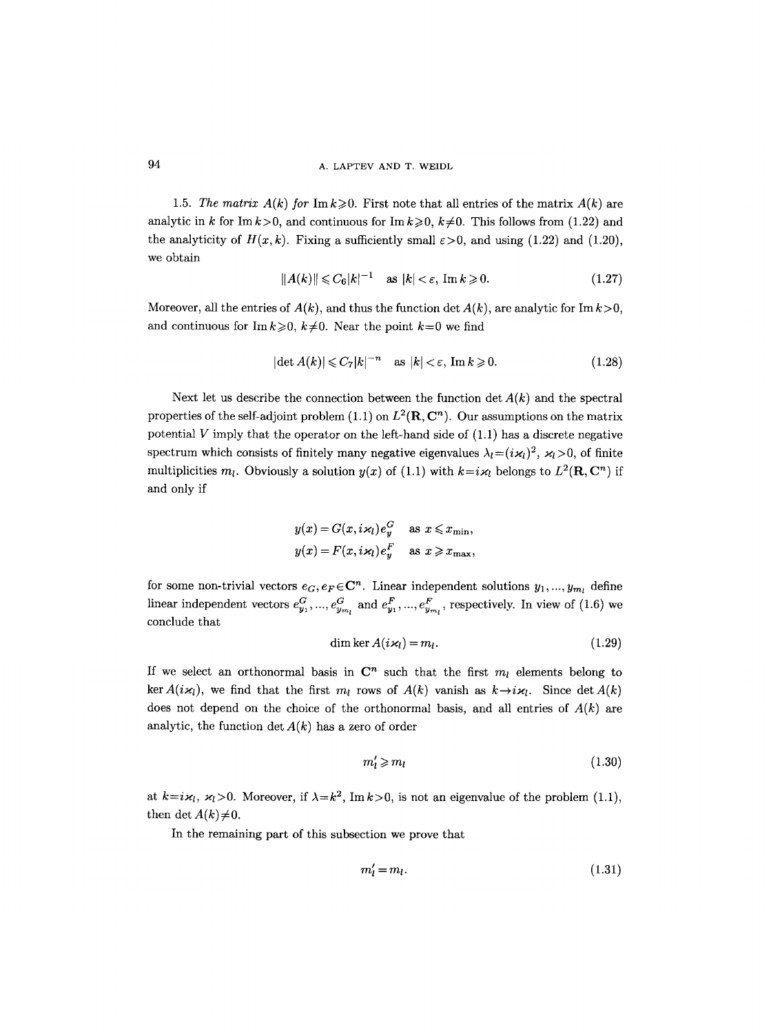1.5. *The matrix $A(k)$ for* $\operatorname{Im} k \geqslant 0$. First note that all entries of the matrix $A(k)$ are analytic in $k$ for $\operatorname{Im} k > 0$, and continuous for $\operatorname{Im} k \geqslant 0$, $k \neq 0$. This follows from (1.22) and the analyticity of $H(x,k)$. Fixing a sufficiently small $\varepsilon > 0$, and using (1.22) and (1.20), we obtain

$$\|A(k)\| \leqslant C_6 |k|^{-1} \quad \text{as } |k| < \varepsilon, \ \operatorname{Im} k \geqslant 0. \tag{1.27}$$

Moreover, all the entries of $A(k)$, and thus the function $\det A(k)$, are analytic for $\operatorname{Im} k > 0$, and continuous for $\operatorname{Im} k \geqslant 0$, $k \neq 0$. Near the point $k=0$ we find

$$|\det A(k)| \leqslant C_7 |k|^{-n} \quad \text{as } |k| < \varepsilon, \ \operatorname{Im} k \geqslant 0. \tag{1.28}$$

Next let us describe the connection between the function $\det A(k)$ and the spectral properties of the self-adjoint problem (1.1) on $L^2(\mathbf{R}, \mathbf{C}^n)$. Our assumptions on the matrix potential $V$ imply that the operator on the left-hand side of (1.1) has a discrete negative spectrum which consists of finitely many negative eigenvalues $\lambda_l = (i\varkappa_l)^2$, $\varkappa_l > 0$, of finite multiplicities $m_l$. Obviously a solution $y(x)$ of (1.1) with $k = i\varkappa_l$ belongs to $L^2(\mathbf{R}, \mathbf{C}^n)$ if and only if

$$y(x) = G(x, i\varkappa_l) e_y^G \quad \text{as } x \leqslant x_{\min},$$
$$y(x) = F(x, i\varkappa_l) e_y^F \quad \text{as } x \geqslant x_{\max},$$

for some non-trivial vectors $e_G, e_F \in \mathbf{C}^n$. Linear independent solutions $y_1, ..., y_{m_l}$ define linear independent vectors $e_{y_1}^G, ..., e_{y_{m_l}}^G$ and $e_{y_1}^F, ..., e_{y_{m_l}}^F$, respectively. In view of (1.6) we conclude that

$$\dim \ker A(i\varkappa_l) = m_l. \tag{1.29}$$

If we select an orthonormal basis in $\mathbf{C}^n$ such that the first $m_l$ elements belong to $\ker A(i\varkappa_l)$, we find that the first $m_l$ rows of $A(k)$ vanish as $k \to i\varkappa_l$. Since $\det A(k)$ does not depend on the choice of the orthonormal basis, and all entries of $A(k)$ are analytic, the function $\det A(k)$ has a zero of order

$$m_l' \geqslant m_l \tag{1.30}$$

at $k = i\varkappa_l$, $\varkappa_l > 0$. Moreover, if $\lambda = k^2$, $\operatorname{Im} k > 0$, is not an eigenvalue of the problem (1.1), then $\det A(k) \neq 0$.

In the remaining part of this subsection we prove that

$$m_l' = m_l. \tag{1.31}$$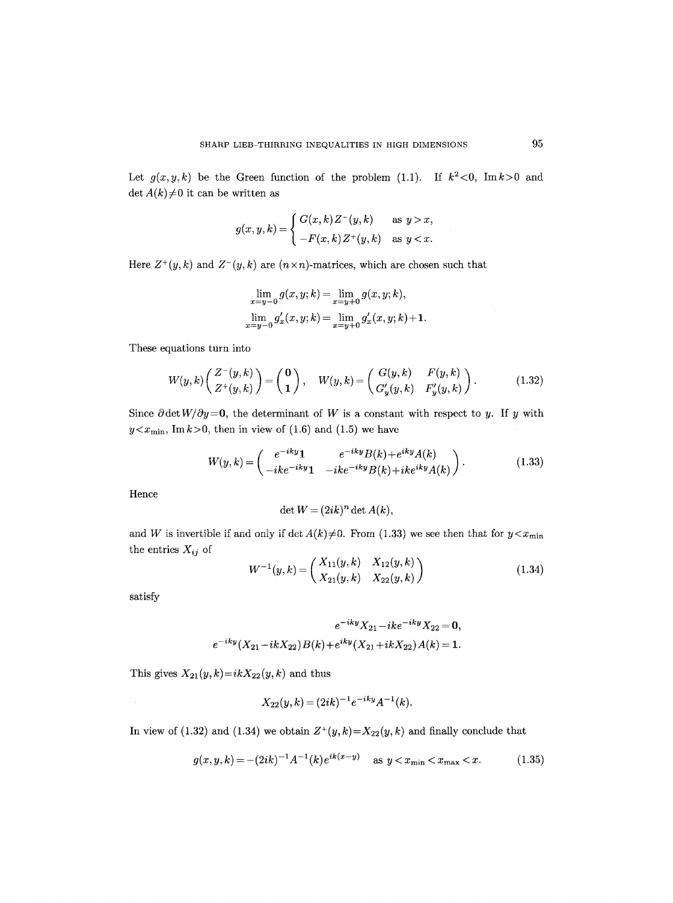Let $g(x, y, k)$ be the Green function of the problem (1.1). If $k^2 < 0$, $\operatorname{Im} k > 0$ and $\det A(k) \neq 0$ it can be written as

$$g(x, y, k) = \begin{cases} G(x, k) Z^-(y, k) & \text{as } y > x, \\ -F(x, k) Z^+(y, k) & \text{as } y < x. \end{cases}$$

Here $Z^+(y, k)$ and $Z^-(y, k)$ are $(n \times n)$-matrices, which are chosen such that

$$\lim_{x=y-0} g(x, y; k) = \lim_{x=y+0} g(x, y; k),$$

$$\lim_{x=y-0} g'_x(x, y; k) = \lim_{x=y+0} g'_x(x, y; k) + \mathbf{1}.$$

These equations turn into

$$W(y, k) \begin{pmatrix} Z^-(y, k) \\ Z^+(y, k) \end{pmatrix} = \begin{pmatrix} \mathbf{0} \\ \mathbf{1} \end{pmatrix}, \quad W(y, k) = \begin{pmatrix} G(y, k) & F(y, k) \\ G'_y(y, k) & F'_y(y, k) \end{pmatrix}. \tag{1.32}$$

Since $\partial \det W / \partial y = \mathbf{0}$, the determinant of $W$ is a constant with respect to $y$. If $y$ with $y < x_{\min}$, $\operatorname{Im} k > 0$, then in view of (1.6) and (1.5) we have

$$W(y, k) = \begin{pmatrix} e^{-iky} \mathbf{1} & e^{-iky} B(k) + e^{iky} A(k) \\ -ike^{-iky} \mathbf{1} & -ike^{-iky} B(k) + ike^{iky} A(k) \end{pmatrix}. \tag{1.33}$$

Hence

$$\det W = (2ik)^n \det A(k),$$

and $W$ is invertible if and only if $\det A(k) \neq 0$. From (1.33) we see then that for $y < x_{\min}$ the entries $X_{ij}$ of

$$W^{-1}(y, k) = \begin{pmatrix} X_{11}(y, k) & X_{12}(y, k) \\ X_{21}(y, k) & X_{22}(y, k) \end{pmatrix} \tag{1.34}$$

satisfy

$$e^{-iky} X_{21} - ike^{-iky} X_{22} = \mathbf{0},$$

$$e^{-iky} (X_{21} - ikX_{22}) B(k) + e^{iky} (X_{21} + ikX_{22}) A(k) = \mathbf{1}.$$

This gives $X_{21}(y, k) = ikX_{22}(y, k)$ and thus

$$X_{22}(y, k) = (2ik)^{-1} e^{-iky} A^{-1}(k).$$

In view of (1.32) and (1.34) we obtain $Z^+(y, k) = X_{22}(y, k)$ and finally conclude that

$$g(x, y, k) = -(2ik)^{-1} A^{-1}(k) e^{ik(x-y)} \quad \text{as } y < x_{\min} < x_{\max} < x. \tag{1.35}$$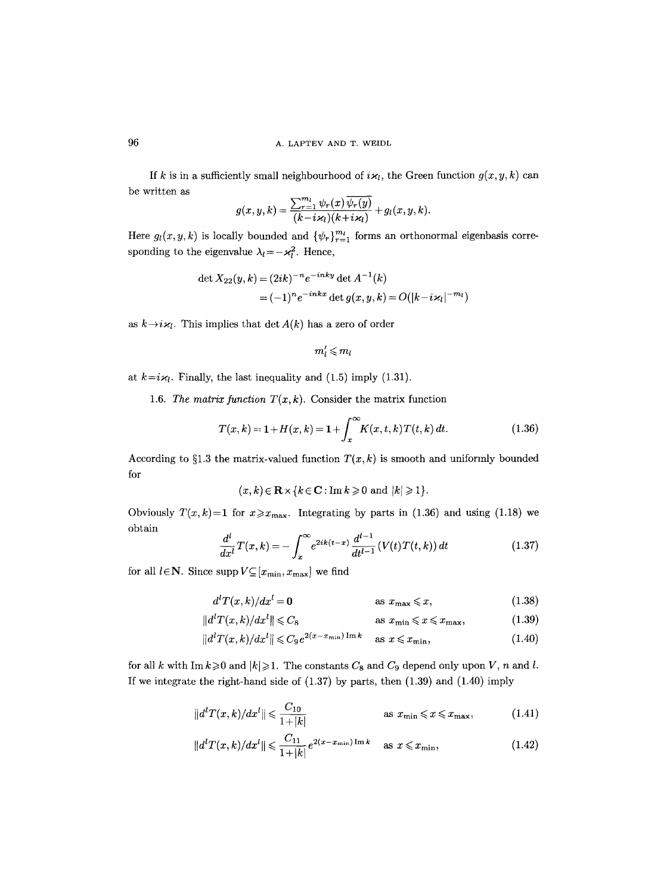If $k$ is in a sufficiently small neighbourhood of $i\varkappa_l$, the Green function $g(x,y,k)$ can be written as

$$g(x,y,k)=\frac{\sum_{r=1}^{m_l}\psi_r(x)\,\overline{\psi_r(y)}}{(k-i\varkappa_l)(k+i\varkappa_l)}+g_l(x,y,k).$$

Here $g_l(x,y,k)$ is locally bounded and $\{\psi_r\}_{r=1}^{m_l}$ forms an orthonormal eigenbasis corresponding to the eigenvalue $\lambda_l=-\varkappa_l^2$. Hence,

$$\begin{aligned}\det X_{22}(y,k)&=(2ik)^{-n}e^{-inky}\det A^{-1}(k)\\&=(-1)^n e^{-inkx}\det g(x,y,k)=O(|k-i\varkappa_l|^{-m_l})\end{aligned}$$

as $k\to i\varkappa_l$. This implies that $\det A(k)$ has a zero of order

$$m_l'\leqslant m_l$$

at $k=i\varkappa_l$. Finally, the last inequality and (1.5) imply (1.31).

1.6. *The matrix function* $T(x,k)$. Consider the matrix function

$$T(x,k)=\mathbf{1}+H(x,k)=\mathbf{1}+\int_x^\infty K(x,t,k)T(t,k)\,dt. \tag{1.36}$$

According to §1.3 the matrix-valued function $T(x,k)$ is smooth and uniformly bounded for

$$(x,k)\in\mathbf{R}\times\{k\in\mathbf{C}:\operatorname{Im}k\geqslant 0\text{ and }|k|\geqslant 1\}.$$

Obviously $T(x,k)=\mathbf{1}$ for $x\geqslant x_{\max}$. Integrating by parts in (1.36) and using (1.18) we obtain

$$\frac{d^l}{dx^l}T(x,k)=-\int_x^\infty e^{2ik(t-x)}\frac{d^{l-1}}{dt^{l-1}}(V(t)T(t,k))\,dt \tag{1.37}$$

for all $l\in\mathbf{N}$. Since $\operatorname{supp}V\subseteq[x_{\min},x_{\max}]$ we find

$$d^lT(x,k)/dx^l=\mathbf{0}\qquad\text{as } x_{\max}\leqslant x, \tag{1.38}$$

$$\|d^lT(x,k)/dx^l\|\leqslant C_8\qquad\text{as } x_{\min}\leqslant x\leqslant x_{\max}, \tag{1.39}$$

$$\|d^lT(x,k)/dx^l\|\leqslant C_9e^{2(x-x_{\min})\operatorname{Im}k}\qquad\text{as } x\leqslant x_{\min}, \tag{1.40}$$

for all $k$ with $\operatorname{Im}k\geqslant 0$ and $|k|\geqslant 1$. The constants $C_8$ and $C_9$ depend only upon $V$, $n$ and $l$. If we integrate the right-hand side of (1.37) by parts, then (1.39) and (1.40) imply

$$\|d^lT(x,k)/dx^l\|\leqslant\frac{C_{10}}{1+|k|}\qquad\text{as } x_{\min}\leqslant x\leqslant x_{\max}, \tag{1.41}$$

$$\|d^lT(x,k)/dx^l\|\leqslant\frac{C_{11}}{1+|k|}e^{2(x-x_{\min})\operatorname{Im}k}\qquad\text{as } x\leqslant x_{\min}, \tag{1.42}$$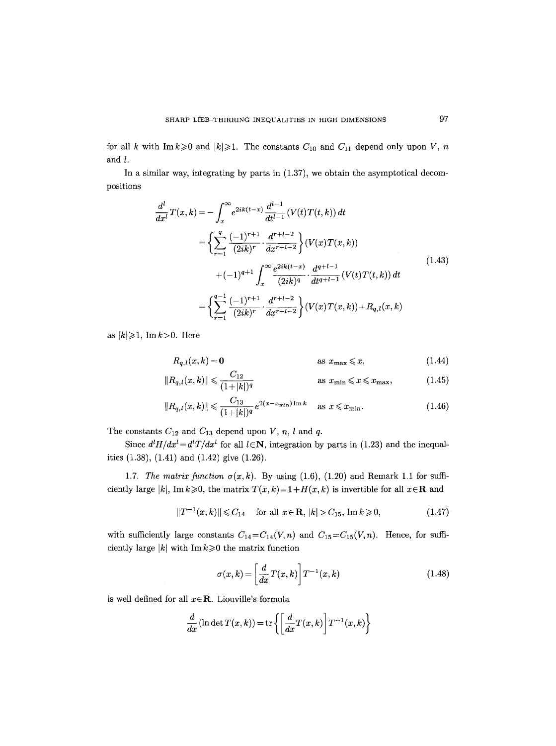for all $k$ with $\operatorname{Im} k \geqslant 0$ and $|k| \geqslant 1$. The constants $C_{10}$ and $C_{11}$ depend only upon $V$, $n$ and $l$.

In a similar way, integrating by parts in (1.37), we obtain the asymptotical decompositions

$$
\begin{aligned}
\frac{d^l}{dx^l} T(x,k) &= -\int_x^\infty e^{2ik(t-x)} \frac{d^{l-1}}{dt^{l-1}} (V(t)T(t,k))\,dt \\
&= \left\{ \sum_{r=1}^{q} \frac{(-1)^{r+1}}{(2ik)^r} \cdot \frac{d^{r+l-2}}{dx^{r+l-2}} \right\} (V(x)T(x,k)) \\
&\quad + (-1)^{q+1} \int_x^\infty \frac{e^{2ik(t-x)}}{(2ik)^q} \cdot \frac{d^{q+l-1}}{dt^{q+l-1}} (V(t)T(t,k))\,dt \\
&= \left\{ \sum_{r=1}^{q-1} \frac{(-1)^{r+1}}{(2ik)^r} \cdot \frac{d^{r+l-2}}{dx^{r+l-2}} \right\} (V(x)T(x,k)) + R_{q,l}(x,k)
\end{aligned}
\tag{1.43}
$$

as $|k| \geqslant 1$, $\operatorname{Im} k > 0$. Here

$$
R_{q,l}(x,k) = \mathbf{0} \qquad \text{as } x_{\max} \leqslant x, \tag{1.44}
$$

$$
\|R_{q,l}(x,k)\| \leqslant \frac{C_{12}}{(1+|k|)^q} \qquad \text{as } x_{\min} \leqslant x \leqslant x_{\max}, \tag{1.45}
$$

$$
\|R_{q,l}(x,k)\| \leqslant \frac{C_{13}}{(1+|k|)^q} e^{2(x-x_{\min})\operatorname{Im} k} \qquad \text{as } x \leqslant x_{\min}. \tag{1.46}
$$

The constants $C_{12}$ and $C_{13}$ depend upon $V$, $n$, $l$ and $q$.

Since $d^l H/dx^l = d^l T/dx^l$ for all $l \in \mathbf{N}$, integration by parts in (1.23) and the inequalities (1.38), (1.41) and (1.42) give (1.26).

1.7. *The matrix function $\sigma(x,k)$.* By using (1.6), (1.20) and Remark 1.1 for sufficiently large $|k|$, $\operatorname{Im} k \geqslant 0$, the matrix $T(x,k) = \mathbf{1} + H(x,k)$ is invertible for all $x \in \mathbf{R}$ and

$$
\|T^{-1}(x,k)\| \leqslant C_{14} \quad \text{for all } x \in \mathbf{R},\ |k| > C_{15},\ \operatorname{Im} k \geqslant 0, \tag{1.47}
$$

with sufficiently large constants $C_{14} = C_{14}(V,n)$ and $C_{15} = C_{15}(V,n)$. Hence, for sufficiently large $|k|$ with $\operatorname{Im} k \geqslant 0$ the matrix function

$$
\sigma(x,k) = \left[ \frac{d}{dx} T(x,k) \right] T^{-1}(x,k) \tag{1.48}
$$

is well defined for all $x \in \mathbf{R}$. Liouville's formula

$$
\frac{d}{dx} (\ln \det T(x,k)) = \operatorname{tr} \left\{ \left[ \frac{d}{dx} T(x,k) \right] T^{-1}(x,k) \right\}
$$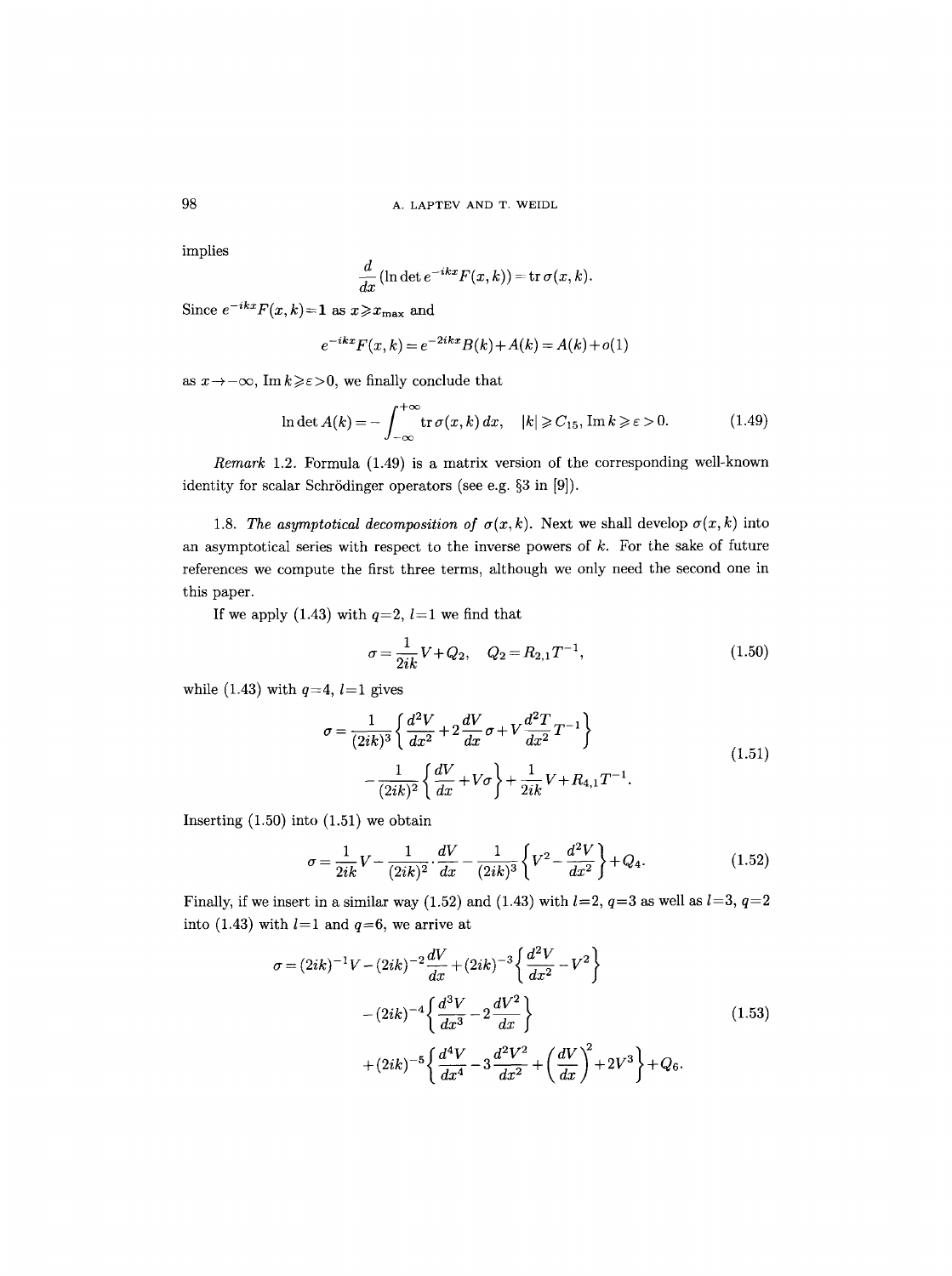implies

$$\frac{d}{dx}(\ln \det e^{-ikx}F(x,k)) = \operatorname{tr} \sigma(x,k).$$

Since $e^{-ikx}F(x,k) = \mathbf{1}$ as $x \geqslant x_{\max}$ and

$$e^{-ikx}F(x,k) = e^{-2ikx}B(k) + A(k) = A(k) + o(1)$$

as $x \to -\infty$, $\operatorname{Im} k \geqslant \varepsilon > 0$, we finally conclude that

$$\ln \det A(k) = -\int_{-\infty}^{+\infty} \operatorname{tr} \sigma(x,k)\, dx, \quad |k| \geqslant C_{15}, \operatorname{Im} k \geqslant \varepsilon > 0. \tag{1.49}$$

*Remark* 1.2. Formula (1.49) is a matrix version of the corresponding well-known identity for scalar Schrödinger operators (see e.g. §3 in [9]).

1.8. *The asymptotical decomposition of* $\sigma(x,k)$. Next we shall develop $\sigma(x,k)$ into an asymptotical series with respect to the inverse powers of $k$. For the sake of future references we compute the first three terms, although we only need the second one in this paper.

If we apply (1.43) with $q=2$, $l=1$ we find that

$$\sigma = \frac{1}{2ik} V + Q_2, \quad Q_2 = R_{2,1} T^{-1}, \tag{1.50}$$

while (1.43) with $q=4$, $l=1$ gives

$$\begin{aligned} \sigma = \frac{1}{(2ik)^3} &\left\{ \frac{d^2 V}{dx^2} + 2\frac{dV}{dx}\sigma + V\frac{d^2 T}{dx^2} T^{-1} \right\} \\ &- \frac{1}{(2ik)^2} \left\{ \frac{dV}{dx} + V\sigma \right\} + \frac{1}{2ik} V + R_{4,1} T^{-1}. \end{aligned} \tag{1.51}$$

Inserting (1.50) into (1.51) we obtain

$$\sigma = \frac{1}{2ik} V - \frac{1}{(2ik)^2} \cdot \frac{dV}{dx} - \frac{1}{(2ik)^3} \left\{ V^2 - \frac{d^2 V}{dx^2} \right\} + Q_4. \tag{1.52}$$

Finally, if we insert in a similar way (1.52) and (1.43) with $l=2$, $q=3$ as well as $l=3$, $q=2$ into (1.43) with $l=1$ and $q=6$, we arrive at

$$\begin{aligned} \sigma = (2ik)^{-1} V - (2ik)^{-2} \frac{dV}{dx} &+ (2ik)^{-3} \left\{ \frac{d^2 V}{dx^2} - V^2 \right\} \\ &- (2ik)^{-4} \left\{ \frac{d^3 V}{dx^3} - 2\frac{dV^2}{dx} \right\} \\ &+ (2ik)^{-5} \left\{ \frac{d^4 V}{dx^4} - 3\frac{d^2 V^2}{dx^2} + \left( \frac{dV}{dx} \right)^2 + 2V^3 \right\} + Q_6. \end{aligned} \tag{1.53}$$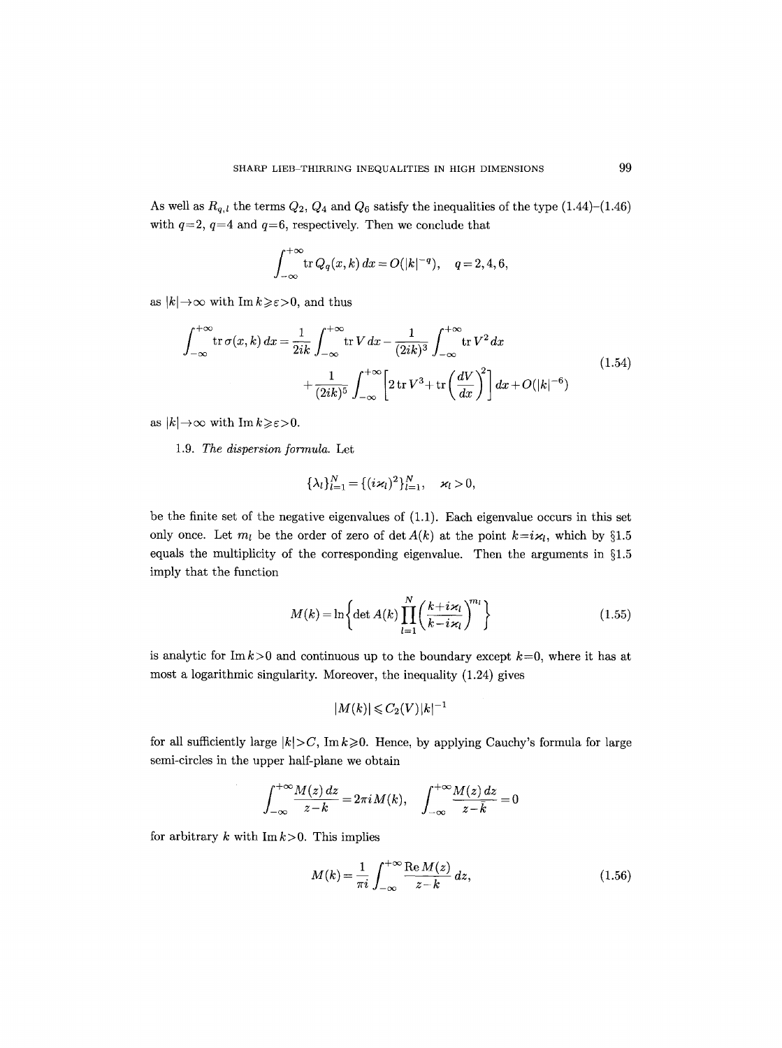As well as $R_{q,l}$ the terms $Q_2$, $Q_4$ and $Q_6$ satisfy the inequalities of the type (1.44)–(1.46) with $q=2$, $q=4$ and $q=6$, respectively. Then we conclude that

$$\int_{-\infty}^{+\infty} \operatorname{tr} Q_q(x,k)\,dx = O(|k|^{-q}), \quad q=2,4,6,$$

as $|k|\to\infty$ with $\operatorname{Im} k \geqslant \varepsilon > 0$, and thus

$$\begin{aligned}\int_{-\infty}^{+\infty} \operatorname{tr}\sigma(x,k)\,dx = \frac{1}{2ik}\int_{-\infty}^{+\infty} \operatorname{tr} V\,dx - \frac{1}{(2ik)^3}\int_{-\infty}^{+\infty} \operatorname{tr} V^2\,dx \\ + \frac{1}{(2ik)^5}\int_{-\infty}^{+\infty}\left[2\operatorname{tr} V^3 + \operatorname{tr}\left(\frac{dV}{dx}\right)^2\right]dx + O(|k|^{-6})\end{aligned} \tag{1.54}$$

as $|k|\to\infty$ with $\operatorname{Im} k \geqslant \varepsilon > 0$.

1.9. *The dispersion formula.* Let

$$\{\lambda_l\}_{l=1}^N = \{(i\varkappa_l)^2\}_{l=1}^N, \quad \varkappa_l > 0,$$

be the finite set of the negative eigenvalues of (1.1). Each eigenvalue occurs in this set only once. Let $m_l$ be the order of zero of $\det A(k)$ at the point $k=i\varkappa_l$, which by §1.5 equals the multiplicity of the corresponding eigenvalue. Then the arguments in §1.5 imply that the function

$$M(k) = \ln\left\{\det A(k)\prod_{l=1}^N\left(\frac{k+i\varkappa_l}{k-i\varkappa_l}\right)^{m_l}\right\} \tag{1.55}$$

is analytic for $\operatorname{Im} k>0$ and continuous up to the boundary except $k=0$, where it has at most a logarithmic singularity. Moreover, the inequality (1.24) gives

$$|M(k)| \leqslant C_2(V)|k|^{-1}$$

for all sufficiently large $|k|>C$, $\operatorname{Im} k \geqslant 0$. Hence, by applying Cauchy's formula for large semi-circles in the upper half-plane we obtain

$$\int_{-\infty}^{+\infty}\frac{M(z)\,dz}{z-k} = 2\pi i M(k), \quad \int_{-\infty}^{+\infty}\frac{M(z)\,dz}{z-\bar{k}} = 0$$

for arbitrary $k$ with $\operatorname{Im} k>0$. This implies

$$M(k) = \frac{1}{\pi i}\int_{-\infty}^{+\infty}\frac{\operatorname{Re} M(z)}{z-k}\,dz, \tag{1.56}$$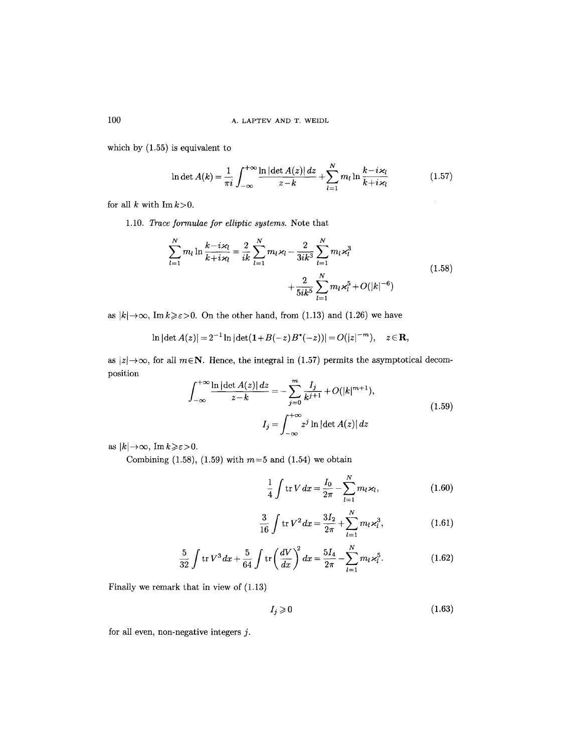which by (1.55) is equivalent to

$$\ln \det A(k) = \frac{1}{\pi i} \int_{-\infty}^{+\infty} \frac{\ln |\det A(z)|\, dz}{z-k} + \sum_{l=1}^{N} m_l \ln \frac{k - i\varkappa_l}{k + i\varkappa_l} \tag{1.57}$$

for all $k$ with $\operatorname{Im} k > 0$.

1.10. *Trace formulae for elliptic systems.* Note that

$$\begin{aligned} \sum_{l=1}^{N} m_l \ln \frac{k - i\varkappa_l}{k + i\varkappa_l} = \frac{2}{ik} \sum_{l=1}^{N} m_l \varkappa_l - \frac{2}{3ik^3} \sum_{l=1}^{N} m_l \varkappa_l^3 \\ + \frac{2}{5ik^5} \sum_{l=1}^{N} m_l \varkappa_l^5 + O(|k|^{-6}) \end{aligned} \tag{1.58}$$

as $|k| \to \infty$, $\operatorname{Im} k \geqslant \varepsilon > 0$. On the other hand, from (1.13) and (1.26) we have

$$\ln |\det A(z)| = 2^{-1} \ln |\det(\mathbf{1} + B(-z) B^*(-z))| = O(|z|^{-m}), \quad z \in \mathbf{R},$$

as $|z| \to \infty$, for all $m \in \mathbf{N}$. Hence, the integral in (1.57) permits the asymptotical decomposition

$$\begin{aligned} \int_{-\infty}^{+\infty} \frac{\ln |\det A(z)|\, dz}{z-k} = -\sum_{j=0}^{m} \frac{I_j}{k^{j+1}} + O(|k|^{m+1}), \\ I_j = \int_{-\infty}^{+\infty} z^j \ln |\det A(z)|\, dz \end{aligned} \tag{1.59}$$

as $|k| \to \infty$, $\operatorname{Im} k \geqslant \varepsilon > 0$.

Combining (1.58), (1.59) with $m=5$ and (1.54) we obtain

$$\frac{1}{4} \int \operatorname{tr} V\, dx = \frac{I_0}{2\pi} - \sum_{l=1}^{N} m_l \varkappa_l, \tag{1.60}$$

$$\frac{3}{16} \int \operatorname{tr} V^2\, dx = \frac{3 I_2}{2\pi} + \sum_{l=1}^{N} m_l \varkappa_l^3, \tag{1.61}$$

$$\frac{5}{32} \int \operatorname{tr} V^3\, dx + \frac{5}{64} \int \operatorname{tr} \left( \frac{dV}{dx} \right)^2 dx = \frac{5 I_4}{2\pi} - \sum_{l=1}^{N} m_l \varkappa_l^5. \tag{1.62}$$

Finally we remark that in view of (1.13)

$$I_j \geqslant 0 \tag{1.63}$$

for all even, non-negative integers $j$.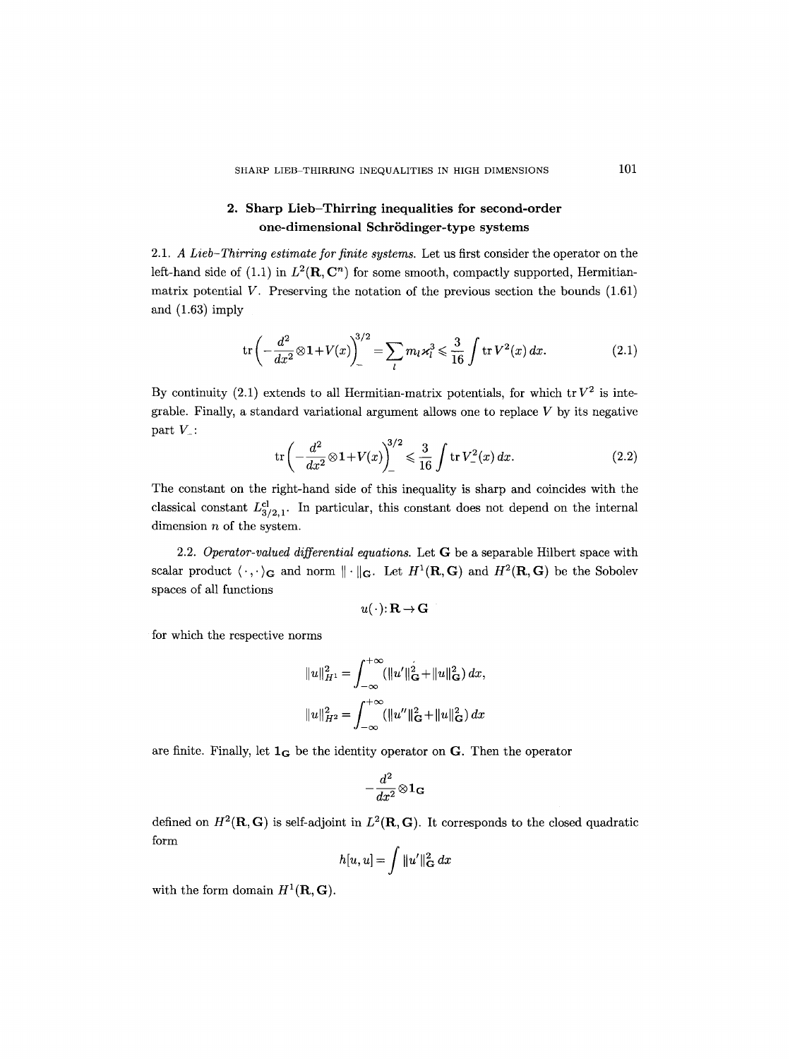## 2. Sharp Lieb–Thirring inequalities for second-order one-dimensional Schrödinger-type systems

2.1. *A Lieb–Thirring estimate for finite systems.* Let us first consider the operator on the left-hand side of (1.1) in $L^2(\mathbf{R}, \mathbf{C}^n)$ for some smooth, compactly supported, Hermitian-matrix potential $V$. Preserving the notation of the previous section the bounds (1.61) and (1.63) imply

$$\operatorname{tr}\left(-\frac{d^2}{dx^2}\otimes \mathbf{1}+V(x)\right)_-^{3/2}=\sum_l m_l \varkappa_l^3 \leqslant \frac{3}{16}\int \operatorname{tr} V^2(x)\,dx. \tag{2.1}$$

By continuity (2.1) extends to all Hermitian-matrix potentials, for which $\operatorname{tr} V^2$ is integrable. Finally, a standard variational argument allows one to replace $V$ by its negative part $V_-$:

$$\operatorname{tr}\left(-\frac{d^2}{dx^2}\otimes \mathbf{1}+V(x)\right)_-^{3/2} \leqslant \frac{3}{16}\int \operatorname{tr} V_-^2(x)\,dx. \tag{2.2}$$

The constant on the right-hand side of this inequality is sharp and coincides with the classical constant $L^{\mathrm{cl}}_{3/2,1}$. In particular, this constant does not depend on the internal dimension $n$ of the system.

2.2. *Operator-valued differential equations.* Let $\mathbf{G}$ be a separable Hilbert space with scalar product $\langle\cdot\,,\cdot\rangle_{\mathbf{G}}$ and norm $\|\cdot\|_{\mathbf{G}}$. Let $H^1(\mathbf{R},\mathbf{G})$ and $H^2(\mathbf{R},\mathbf{G})$ be the Sobolev spaces of all functions

$$u(\cdot)\colon \mathbf{R}\to\mathbf{G}$$

for which the respective norms

$$\|u\|_{H^1}^2=\int_{-\infty}^{+\infty}(\|u'\|_{\mathbf{G}}^2+\|u\|_{\mathbf{G}}^2)\,dx,$$

$$\|u\|_{H^2}^2=\int_{-\infty}^{+\infty}(\|u''\|_{\mathbf{G}}^2+\|u\|_{\mathbf{G}}^2)\,dx$$

are finite. Finally, let $\mathbf{1}_{\mathbf{G}}$ be the identity operator on $\mathbf{G}$. Then the operator

$$-\frac{d^2}{dx^2}\otimes\mathbf{1}_{\mathbf{G}}$$

defined on $H^2(\mathbf{R},\mathbf{G})$ is self-adjoint in $L^2(\mathbf{R},\mathbf{G})$. It corresponds to the closed quadratic form

$$h[u,u]=\int \|u'\|_{\mathbf{G}}^2\,dx$$

with the form domain $H^1(\mathbf{R},\mathbf{G})$.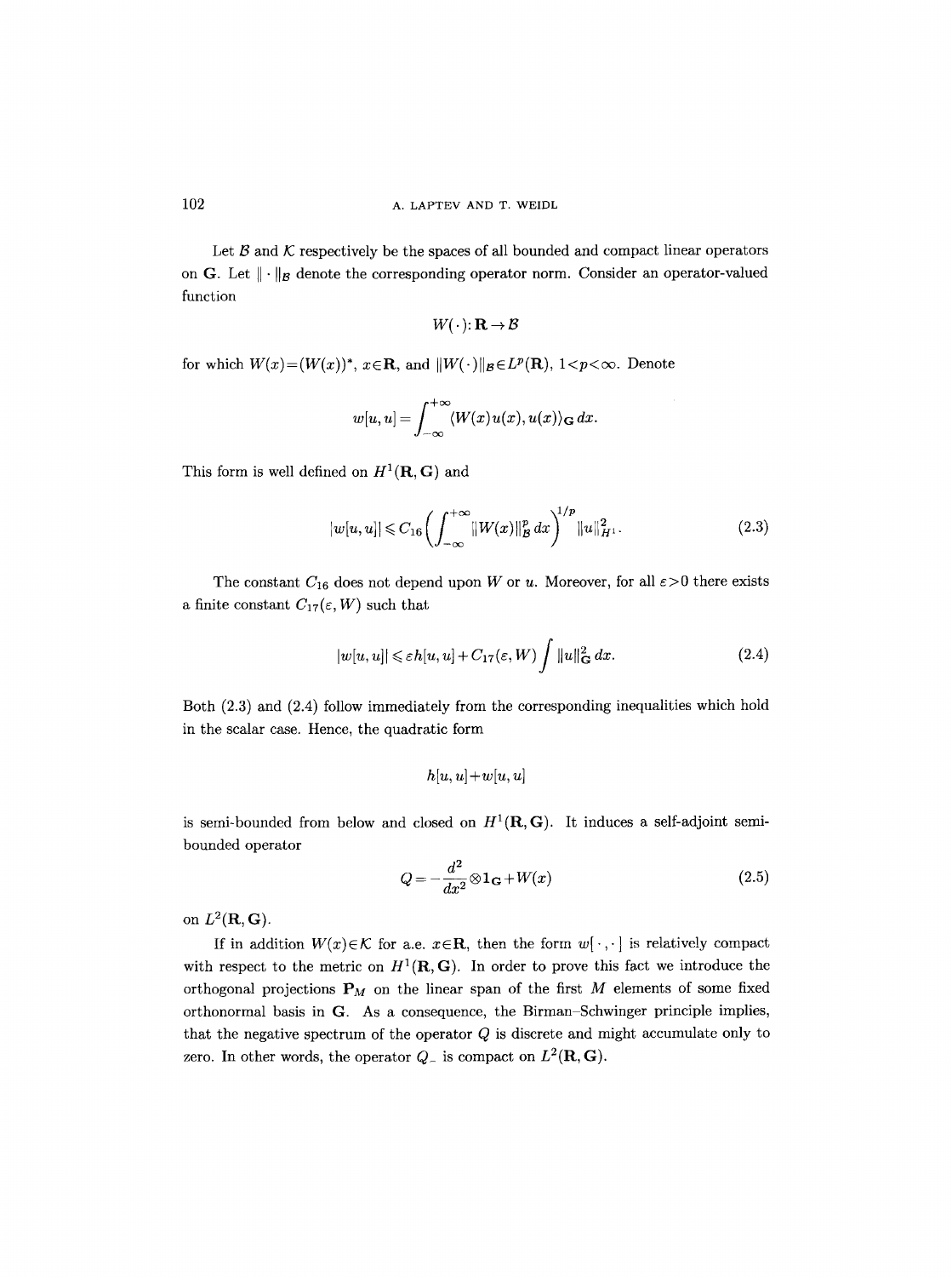Let $\mathcal{B}$ and $\mathcal{K}$ respectively be the spaces of all bounded and compact linear operators on $\mathbf{G}$. Let $\|\cdot\|_{\mathcal{B}}$ denote the corresponding operator norm. Consider an operator-valued function

$$W(\cdot): \mathbf{R} \to \mathcal{B}$$

for which $W(x) = (W(x))^*$, $x \in \mathbf{R}$, and $\|W(\cdot)\|_{\mathcal{B}} \in L^p(\mathbf{R})$, $1 < p < \infty$. Denote

$$w[u,u] = \int_{-\infty}^{+\infty} \langle W(x)u(x), u(x)\rangle_{\mathbf{G}}\, dx.$$

This form is well defined on $H^1(\mathbf{R}, \mathbf{G})$ and

$$|w[u,u]| \leqslant C_{16} \left( \int_{-\infty}^{+\infty} \|W(x)\|_{\mathcal{B}}^p\, dx \right)^{1/p} \|u\|_{H^1}^2. \tag{2.3}$$

The constant $C_{16}$ does not depend upon $W$ or $u$. Moreover, for all $\varepsilon > 0$ there exists a finite constant $C_{17}(\varepsilon, W)$ such that

$$|w[u,u]| \leqslant \varepsilon h[u,u] + C_{17}(\varepsilon, W) \int \|u\|_{\mathbf{G}}^2\, dx. \tag{2.4}$$

Both (2.3) and (2.4) follow immediately from the corresponding inequalities which hold in the scalar case. Hence, the quadratic form

$$h[u,u] + w[u,u]$$

is semi-bounded from below and closed on $H^1(\mathbf{R}, \mathbf{G})$. It induces a self-adjoint semi-bounded operator

$$Q = -\frac{d^2}{dx^2} \otimes \mathbf{1}_{\mathbf{G}} + W(x) \tag{2.5}$$

on $L^2(\mathbf{R}, \mathbf{G})$.

If in addition $W(x) \in \mathcal{K}$ for a.e. $x \in \mathbf{R}$, then the form $w[\cdot,\cdot]$ is relatively compact with respect to the metric on $H^1(\mathbf{R}, \mathbf{G})$. In order to prove this fact we introduce the orthogonal projections $\mathbf{P}_M$ on the linear span of the first $M$ elements of some fixed orthonormal basis in $\mathbf{G}$. As a consequence, the Birman–Schwinger principle implies, that the negative spectrum of the operator $Q$ is discrete and might accumulate only to zero. In other words, the operator $Q_-$ is compact on $L^2(\mathbf{R}, \mathbf{G})$.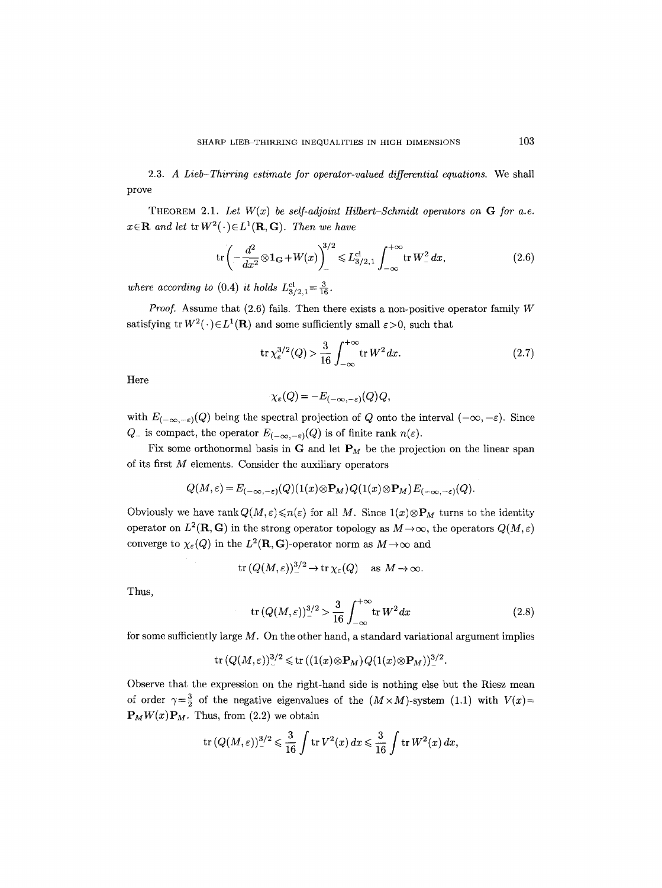2.3. *A Lieb–Thirring estimate for operator-valued differential equations.* We shall prove

THEOREM 2.1. *Let $W(x)$ be self-adjoint Hilbert-Schmidt operators on $\mathbf{G}$ for a.e. $x \in \mathbf{R}$ and let $\operatorname{tr} W^2(\cdot) \in L^1(\mathbf{R}, \mathbf{G})$. Then we have*

$$\operatorname{tr}\left(-\frac{d^2}{dx^2} \otimes \mathbf{1}_{\mathbf{G}} + W(x)\right)_-^{3/2} \leqslant L^{\mathrm{cl}}_{3/2,1} \int_{-\infty}^{+\infty} \operatorname{tr} W_-^2 \, dx, \tag{2.6}$$

*where according to (0.4) it holds $L^{\mathrm{cl}}_{3/2,1} = \frac{3}{16}$.*

*Proof.* Assume that (2.6) fails. Then there exists a non-positive operator family $W$ satisfying $\operatorname{tr} W^2(\cdot) \in L^1(\mathbf{R})$ and some sufficiently small $\varepsilon > 0$, such that

$$\operatorname{tr} \chi_\varepsilon^{3/2}(Q) > \frac{3}{16} \int_{-\infty}^{+\infty} \operatorname{tr} W^2 \, dx. \tag{2.7}$$

Here

$$\chi_\varepsilon(Q) = -E_{(-\infty, -\varepsilon)}(Q) Q,$$

with $E_{(-\infty,-\varepsilon)}(Q)$ being the spectral projection of $Q$ onto the interval $(-\infty, -\varepsilon)$. Since $Q_-$ is compact, the operator $E_{(-\infty,-\varepsilon)}(Q)$ is of finite rank $n(\varepsilon)$.

Fix some orthonormal basis in $\mathbf{G}$ and let $\mathbf{P}_M$ be the projection on the linear span of its first $M$ elements. Consider the auxiliary operators

$$Q(M, \varepsilon) = E_{(-\infty,-\varepsilon)}(Q)(1(x) \otimes \mathbf{P}_M) Q (1(x) \otimes \mathbf{P}_M) E_{(-\infty,-\varepsilon)}(Q).$$

Obviously we have $\operatorname{rank} Q(M, \varepsilon) \leqslant n(\varepsilon)$ for all $M$. Since $1(x) \otimes \mathbf{P}_M$ turns to the identity operator on $L^2(\mathbf{R}, \mathbf{G})$ in the strong operator topology as $M \to \infty$, the operators $Q(M, \varepsilon)$ converge to $\chi_\varepsilon(Q)$ in the $L^2(\mathbf{R}, \mathbf{G})$-operator norm as $M \to \infty$ and

$$\operatorname{tr}(Q(M, \varepsilon))_-^{3/2} \to \operatorname{tr} \chi_\varepsilon(Q) \quad \text{as } M \to \infty.$$

Thus,

$$\operatorname{tr}(Q(M, \varepsilon))_-^{3/2} > \frac{3}{16} \int_{-\infty}^{+\infty} \operatorname{tr} W^2 \, dx \tag{2.8}$$

for some sufficiently large $M$. On the other hand, a standard variational argument implies

$$\operatorname{tr}(Q(M, \varepsilon))_-^{3/2} \leqslant \operatorname{tr}((1(x) \otimes \mathbf{P}_M) Q (1(x) \otimes \mathbf{P}_M))_-^{3/2}.$$

Observe that the expression on the right-hand side is nothing else but the Riesz mean of order $\gamma = \frac{3}{2}$ of the negative eigenvalues of the $(M \times M)$-system (1.1) with $V(x) = \mathbf{P}_M W(x) \mathbf{P}_M$. Thus, from (2.2) we obtain

$$\operatorname{tr}(Q(M, \varepsilon))_-^{3/2} \leqslant \frac{3}{16} \int \operatorname{tr} V^2(x) \, dx \leqslant \frac{3}{16} \int \operatorname{tr} W^2(x) \, dx,$$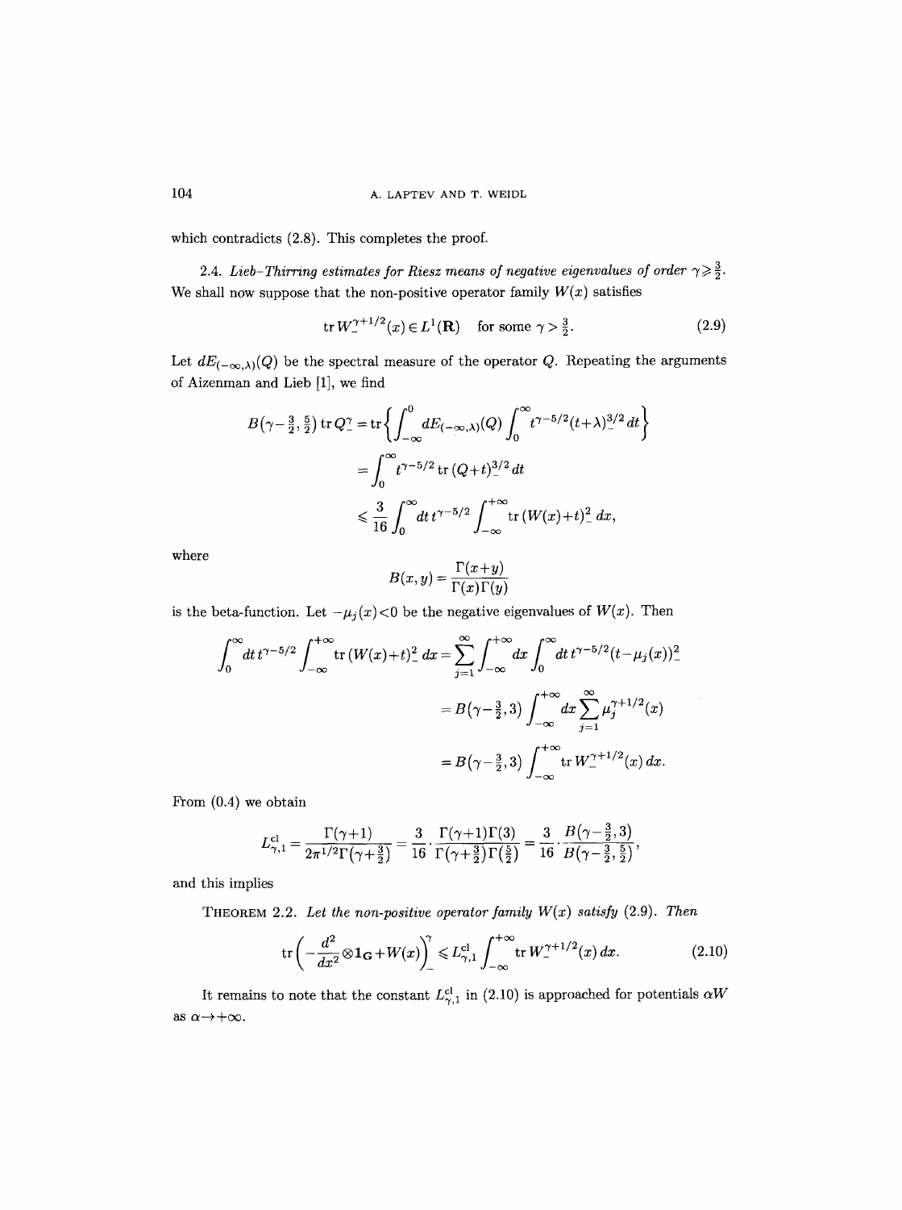which contradicts (2.8). This completes the proof.

2.4. *Lieb–Thirring estimates for Riesz means of negative eigenvalues of order $\gamma \geqslant \frac{3}{2}$.* We shall now suppose that the non-positive operator family $W(x)$ satisfies

$$\operatorname{tr} W_-^{\gamma+1/2}(x) \in L^1(\mathbf{R}) \quad \text{for some } \gamma > \tfrac{3}{2}. \tag{2.9}$$

Let $dE_{(-\infty,\lambda)}(Q)$ be the spectral measure of the operator $Q$. Repeating the arguments of Aizenman and Lieb [1], we find

$$\begin{aligned}
B\left(\gamma-\tfrac{3}{2},\tfrac{5}{2}\right) \operatorname{tr} Q_-^\gamma &= \operatorname{tr}\left\{\int_{-\infty}^0 dE_{(-\infty,\lambda)}(Q) \int_0^\infty t^{\gamma-5/2}(t+\lambda)_-^{3/2}\,dt\right\} \\
&= \int_0^\infty t^{\gamma-5/2} \operatorname{tr}(Q+t)_-^{3/2}\,dt \\
&\leqslant \frac{3}{16}\int_0^\infty dt\, t^{\gamma-5/2}\int_{-\infty}^{+\infty} \operatorname{tr}(W(x)+t)_-^2\,dx,
\end{aligned}$$

where

$$B(x,y) = \frac{\Gamma(x+y)}{\Gamma(x)\Gamma(y)}$$

is the beta-function. Let $-\mu_j(x)<0$ be the negative eigenvalues of $W(x)$. Then

$$\begin{aligned}
\int_0^\infty dt\, t^{\gamma-5/2}\int_{-\infty}^{+\infty} \operatorname{tr}(W(x)+t)_-^2\,dx &= \sum_{j=1}^\infty \int_{-\infty}^{+\infty} dx \int_0^\infty dt\, t^{\gamma-5/2}(t-\mu_j(x))_-^2 \\
&= B\left(\gamma-\tfrac{3}{2},3\right)\int_{-\infty}^{+\infty} dx \sum_{j=1}^\infty \mu_j^{\gamma+1/2}(x) \\
&= B\left(\gamma-\tfrac{3}{2},3\right)\int_{-\infty}^{+\infty} \operatorname{tr} W_-^{\gamma+1/2}(x)\,dx.
\end{aligned}$$

From (0.4) we obtain

$$L_{\gamma,1}^{\mathrm{cl}} = \frac{\Gamma(\gamma+1)}{2\pi^{1/2}\Gamma\left(\gamma+\frac{3}{2}\right)} = \frac{3}{16}\cdot\frac{\Gamma(\gamma+1)\Gamma(3)}{\Gamma\left(\gamma+\frac{3}{2}\right)\Gamma\left(\frac{5}{2}\right)} = \frac{3}{16}\cdot\frac{B\left(\gamma-\frac{3}{2},3\right)}{B\left(\gamma-\frac{3}{2},\frac{5}{2}\right)},$$

and this implies

THEOREM 2.2. *Let the non-positive operator family $W(x)$ satisfy (2.9). Then*

$$\operatorname{tr}\left(-\frac{d^2}{dx^2}\otimes \mathbf{1}_{\mathbf{G}} + W(x)\right)_-^\gamma \leqslant L_{\gamma,1}^{\mathrm{cl}} \int_{-\infty}^{+\infty} \operatorname{tr} W_-^{\gamma+1/2}(x)\,dx. \tag{2.10}$$

It remains to note that the constant $L_{\gamma,1}^{\mathrm{cl}}$ in (2.10) is approached for potentials $\alpha W$ as $\alpha \to +\infty$.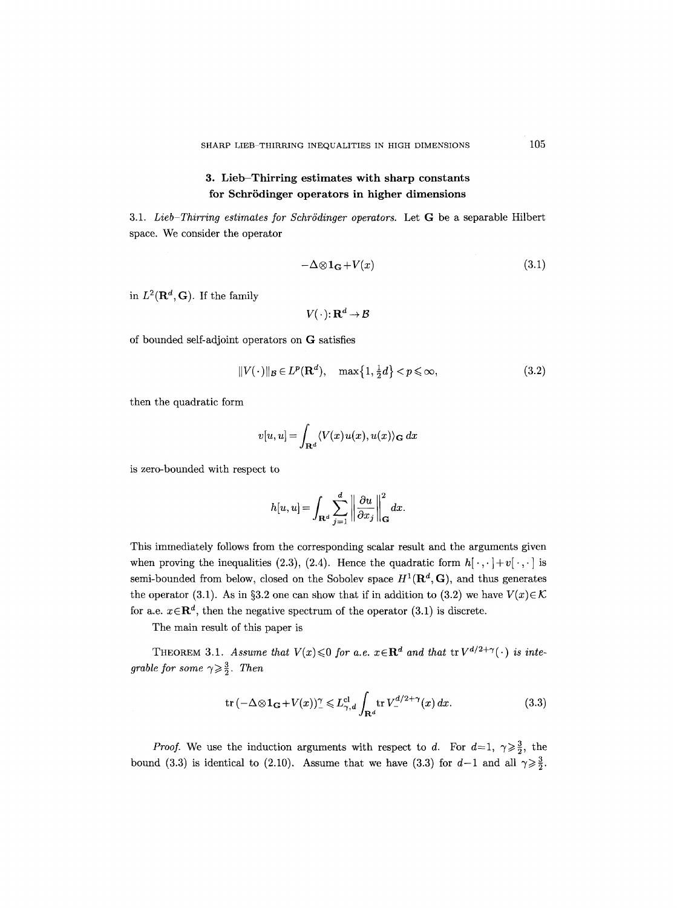## 3. Lieb–Thirring estimates with sharp constants for Schrödinger operators in higher dimensions

3.1. *Lieb–Thirring estimates for Schrödinger operators.* Let $\mathbf{G}$ be a separable Hilbert space. We consider the operator

$$-\Delta \otimes \mathbf{1_G} + V(x) \tag{3.1}$$

in $L^2(\mathbf{R}^d, \mathbf{G})$. If the family

$$V(\cdot)\colon \mathbf{R}^d \to \mathcal{B}$$

of bounded self-adjoint operators on $\mathbf{G}$ satisfies

$$\|V(\cdot)\|_{\mathcal{B}} \in L^p(\mathbf{R}^d), \quad \max\{1, \tfrac{1}{2}d\} < p \leqslant \infty, \tag{3.2}$$

then the quadratic form

$$v[u,u] = \int_{\mathbf{R}^d} \langle V(x)u(x), u(x)\rangle_{\mathbf{G}}\, dx$$

is zero-bounded with respect to

$$h[u,u] = \int_{\mathbf{R}^d} \sum_{j=1}^{d} \left\| \frac{\partial u}{\partial x_j} \right\|_{\mathbf{G}}^2 dx.$$

This immediately follows from the corresponding scalar result and the arguments given when proving the inequalities (2.3), (2.4). Hence the quadratic form $h[\cdot,\cdot]+v[\cdot,\cdot]$ is semi-bounded from below, closed on the Sobolev space $H^1(\mathbf{R}^d, \mathbf{G})$, and thus generates the operator (3.1). As in §3.2 one can show that if in addition to (3.2) we have $V(x) \in \mathcal{K}$ for a.e. $x \in \mathbf{R}^d$, then the negative spectrum of the operator (3.1) is discrete.

The main result of this paper is

THEOREM 3.1. *Assume that $V(x) \leqslant 0$ for a.e. $x \in \mathbf{R}^d$ and that $\operatorname{tr} V^{d/2+\gamma}(\cdot)$ is integrable for some $\gamma \geqslant \frac{3}{2}$. Then*

$$\operatorname{tr}\left(-\Delta \otimes \mathbf{1_G} + V(x)\right)_-^{\gamma} \leqslant L_{\gamma,d}^{\mathrm{cl}} \int_{\mathbf{R}^d} \operatorname{tr} V_-^{d/2+\gamma}(x)\, dx. \tag{3.3}$$

*Proof.* We use the induction arguments with respect to $d$. For $d=1$, $\gamma \geqslant \frac{3}{2}$, the bound (3.3) is identical to (2.10). Assume that we have (3.3) for $d-1$ and all $\gamma \geqslant \frac{3}{2}$.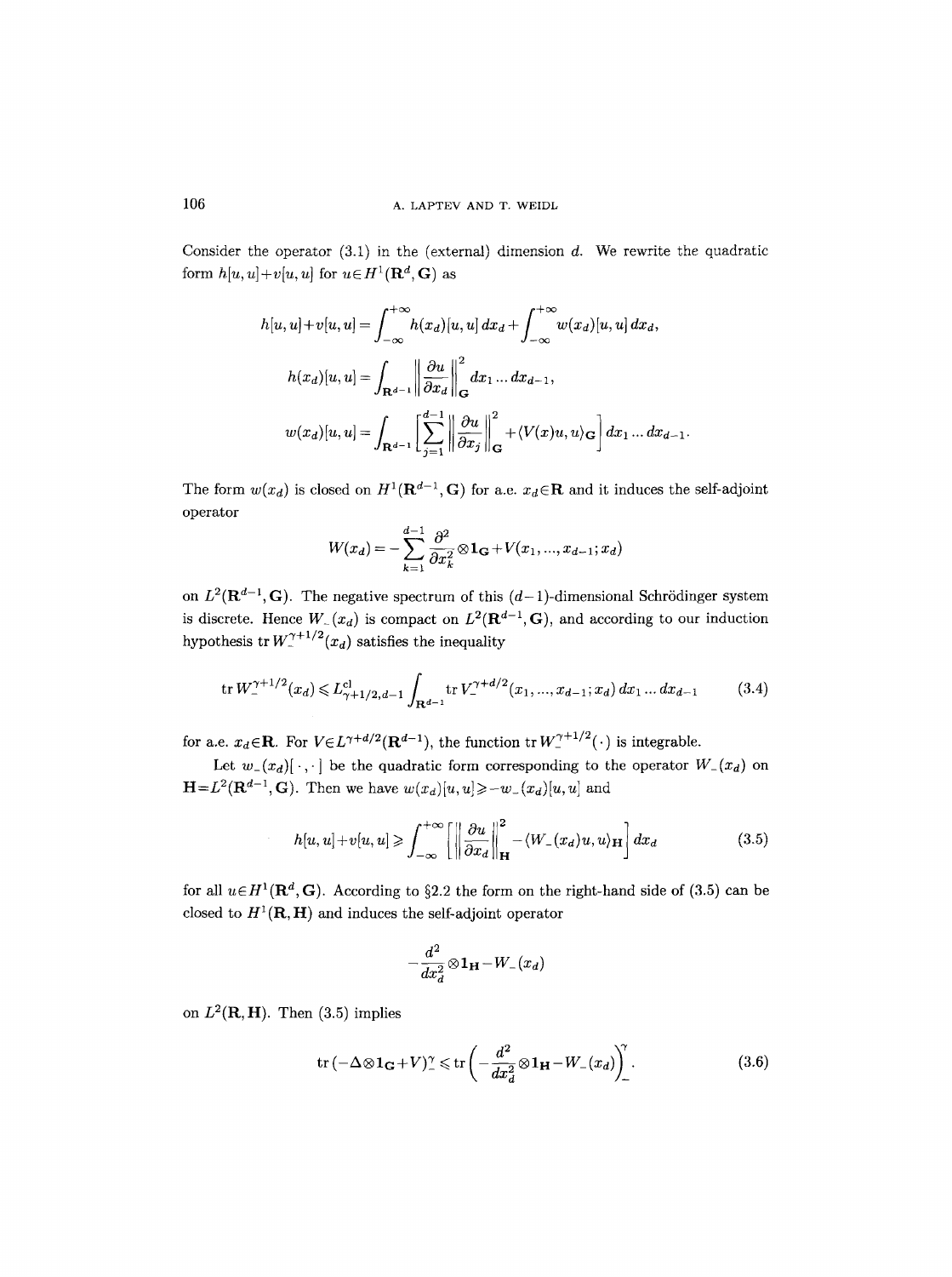Consider the operator (3.1) in the (external) dimension $d$. We rewrite the quadratic form $h[u,u]+v[u,u]$ for $u\in H^1(\mathbf{R}^d,\mathbf{G})$ as

$$h[u,u]+v[u,u]=\int_{-\infty}^{+\infty} h(x_d)[u,u]\,dx_d+\int_{-\infty}^{+\infty} w(x_d)[u,u]\,dx_d,$$

$$h(x_d)[u,u]=\int_{\mathbf{R}^{d-1}}\left\|\frac{\partial u}{\partial x_d}\right\|_{\mathbf{G}}^2 dx_1\ldots dx_{d-1},$$

$$w(x_d)[u,u]=\int_{\mathbf{R}^{d-1}}\left[\sum_{j=1}^{d-1}\left\|\frac{\partial u}{\partial x_j}\right\|_{\mathbf{G}}^2+\langle V(x)u,u\rangle_{\mathbf{G}}\right]dx_1\ldots dx_{d-1}.$$

The form $w(x_d)$ is closed on $H^1(\mathbf{R}^{d-1},\mathbf{G})$ for a.e. $x_d\in\mathbf{R}$ and it induces the self-adjoint operator

$$W(x_d)=-\sum_{k=1}^{d-1}\frac{\partial^2}{\partial x_k^2}\otimes\mathbf{1}_{\mathbf{G}}+V(x_1,\ldots,x_{d-1};x_d)$$

on $L^2(\mathbf{R}^{d-1},\mathbf{G})$. The negative spectrum of this $(d-1)$-dimensional Schrödinger system is discrete. Hence $W_-(x_d)$ is compact on $L^2(\mathbf{R}^{d-1},\mathbf{G})$, and according to our induction hypothesis $\operatorname{tr} W_-^{\gamma+1/2}(x_d)$ satisfies the inequality

$$\operatorname{tr} W_-^{\gamma+1/2}(x_d)\leqslant L^{\mathrm{cl}}_{\gamma+1/2,d-1}\int_{\mathbf{R}^{d-1}}\operatorname{tr} V_-^{\gamma+d/2}(x_1,\ldots,x_{d-1};x_d)\,dx_1\ldots dx_{d-1}\tag{3.4}$$

for a.e. $x_d\in\mathbf{R}$. For $V\in L^{\gamma+d/2}(\mathbf{R}^{d-1})$, the function $\operatorname{tr} W_-^{\gamma+1/2}(\cdot)$ is integrable.

Let $w_-(x_d)[\,\cdot\,,\cdot\,]$ be the quadratic form corresponding to the operator $W_-(x_d)$ on $\mathbf{H}=L^2(\mathbf{R}^{d-1},\mathbf{G})$. Then we have $w(x_d)[u,u]\geqslant -w_-(x_d)[u,u]$ and

$$h[u,u]+v[u,u]\geqslant\int_{-\infty}^{+\infty}\left[\left\|\frac{\partial u}{\partial x_d}\right\|_{\mathbf{H}}^2-\langle W_-(x_d)u,u\rangle_{\mathbf{H}}\right]dx_d\tag{3.5}$$

for all $u\in H^1(\mathbf{R}^d,\mathbf{G})$. According to §2.2 the form on the right-hand side of (3.5) can be closed to $H^1(\mathbf{R},\mathbf{H})$ and induces the self-adjoint operator

$$-\frac{d^2}{dx_d^2}\otimes\mathbf{1}_{\mathbf{H}}-W_-(x_d)$$

on $L^2(\mathbf{R},\mathbf{H})$. Then (3.5) implies

$$\operatorname{tr}(-\Delta\otimes\mathbf{1}_{\mathbf{G}}+V)_-^{\gamma}\leqslant\operatorname{tr}\left(-\frac{d^2}{dx_d^2}\otimes\mathbf{1}_{\mathbf{H}}-W_-(x_d)\right)_-^{\gamma}.\tag{3.6}$$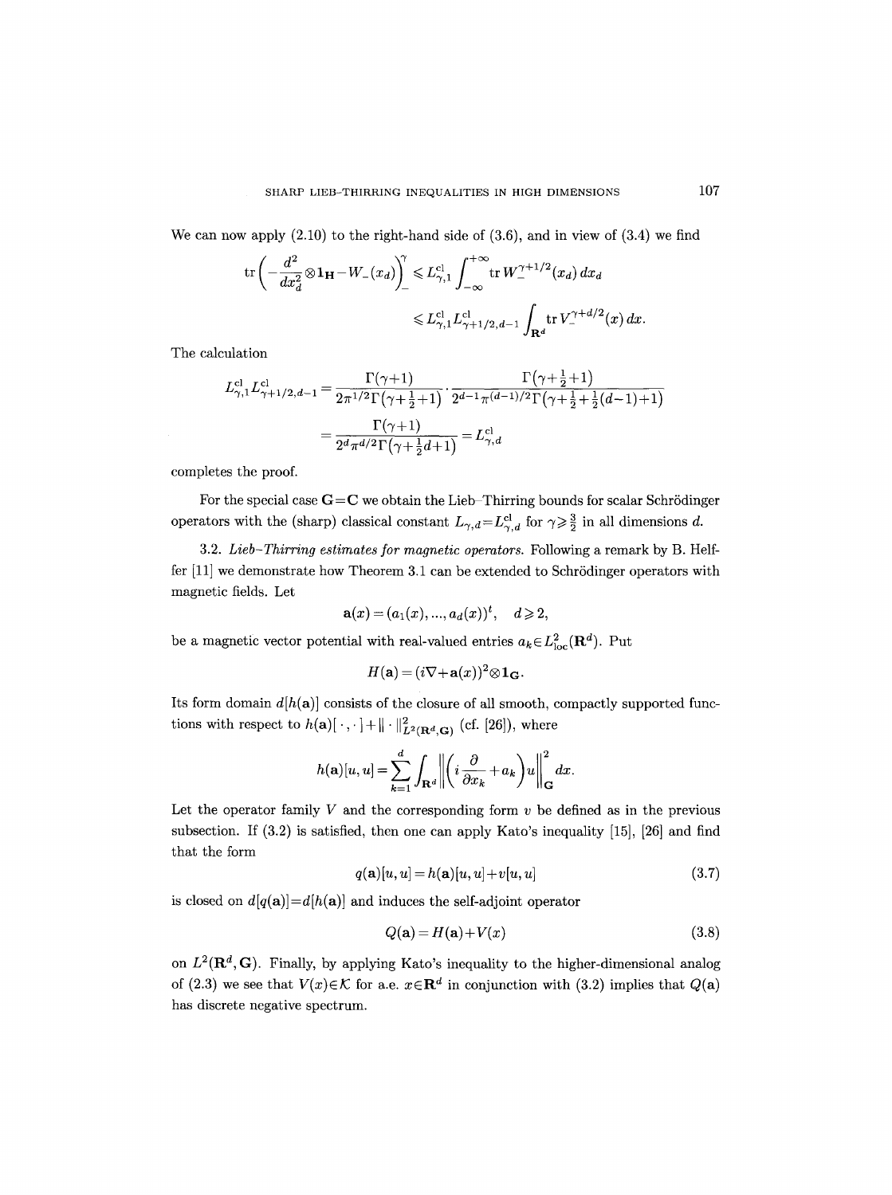We can now apply (2.10) to the right-hand side of (3.6), and in view of (3.4) we find

$$\operatorname{tr}\left(-\frac{d^2}{dx_d^2}\otimes\mathbf{1}_{\mathbf{H}}-W_-(x_d)\right)_-^{\gamma}\leqslant L_{\gamma,1}^{\mathrm{cl}}\int_{-\infty}^{+\infty}\operatorname{tr}W_-^{\gamma+1/2}(x_d)\,dx_d$$

$$\leqslant L_{\gamma,1}^{\mathrm{cl}}L_{\gamma+1/2,d-1}^{\mathrm{cl}}\int_{\mathbf{R}^d}\operatorname{tr}V_-^{\gamma+d/2}(x)\,dx.$$

The calculation

$$L_{\gamma,1}^{\mathrm{cl}}L_{\gamma+1/2,d-1}^{\mathrm{cl}}=\frac{\Gamma(\gamma+1)}{2\pi^{1/2}\Gamma\left(\gamma+\frac{1}{2}+1\right)}\cdot\frac{\Gamma\left(\gamma+\frac{1}{2}+1\right)}{2^{d-1}\pi^{(d-1)/2}\Gamma\left(\gamma+\frac{1}{2}+\frac{1}{2}(d-1)+1\right)}$$

$$=\frac{\Gamma(\gamma+1)}{2^d\pi^{d/2}\Gamma\left(\gamma+\frac{1}{2}d+1\right)}=L_{\gamma,d}^{\mathrm{cl}}$$

completes the proof.

For the special case $\mathbf{G}=\mathbf{C}$ we obtain the Lieb–Thirring bounds for scalar Schrödinger operators with the (sharp) classical constant $L_{\gamma,d}=L_{\gamma,d}^{\mathrm{cl}}$ for $\gamma\geqslant\frac{3}{2}$ in all dimensions $d$.

3.2. *Lieb–Thirring estimates for magnetic operators.* Following a remark by B. Helffer [11] we demonstrate how Theorem 3.1 can be extended to Schrödinger operators with magnetic fields. Let

$$\mathbf{a}(x)=(a_1(x),\ldots,a_d(x))^t,\quad d\geqslant 2,$$

be a magnetic vector potential with real-valued entries $a_k\in L^2_{\mathrm{loc}}(\mathbf{R}^d)$. Put

$$H(\mathbf{a})=(i\nabla+\mathbf{a}(x))^2\otimes\mathbf{1}_{\mathbf{G}}.$$

Its form domain $d[h(\mathbf{a})]$ consists of the closure of all smooth, compactly supported functions with respect to $h(\mathbf{a})[\,\cdot\,,\cdot\,]+\|\cdot\|^2_{L^2(\mathbf{R}^d,\mathbf{G})}$ (cf. [26]), where

$$h(\mathbf{a})[u,u]=\sum_{k=1}^{d}\int_{\mathbf{R}^d}\left\|\left(i\frac{\partial}{\partial x_k}+a_k\right)u\right\|^2_{\mathbf{G}}dx.$$

Let the operator family $V$ and the corresponding form $v$ be defined as in the previous subsection. If (3.2) is satisfied, then one can apply Kato's inequality [15], [26] and find that the form

$$q(\mathbf{a})[u,u]=h(\mathbf{a})[u,u]+v[u,u]\tag{3.7}$$

is closed on $d[q(\mathbf{a})]=d[h(\mathbf{a})]$ and induces the self-adjoint operator

$$Q(\mathbf{a})=H(\mathbf{a})+V(x)\tag{3.8}$$

on $L^2(\mathbf{R}^d,\mathbf{G})$. Finally, by applying Kato's inequality to the higher-dimensional analog of (2.3) we see that $V(x)\in\mathcal{K}$ for a.e. $x\in\mathbf{R}^d$ in conjunction with (3.2) implies that $Q(\mathbf{a})$ has discrete negative spectrum.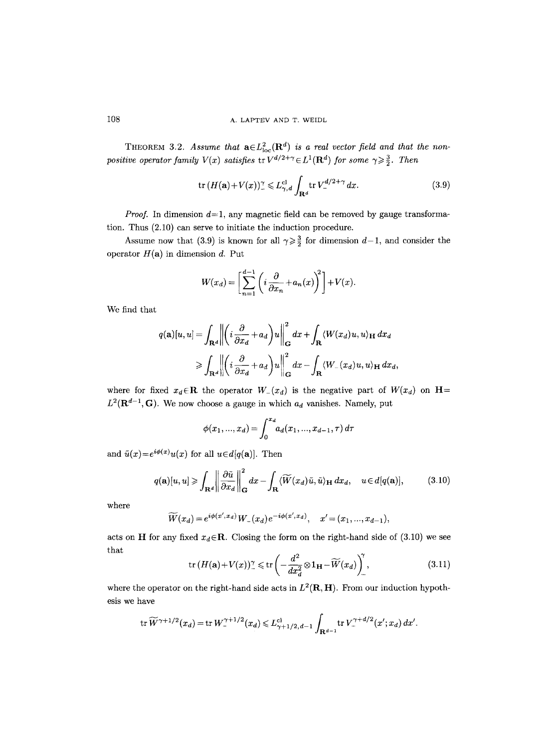**Theorem 3.2.** *Assume that* $\mathbf{a} \in L^2_{\mathrm{loc}}(\mathbf{R}^d)$ *is a real vector field and that the non-positive operator family* $V(x)$ *satisfies* $\operatorname{tr} V^{d/2+\gamma} \in L^1(\mathbf{R}^d)$ *for some* $\gamma \geqslant \frac{3}{2}$. *Then*

$$\operatorname{tr}\,(H(\mathbf{a}) + V(x))_-^\gamma \leqslant L^{\mathrm{cl}}_{\gamma,d} \int_{\mathbf{R}^d} \operatorname{tr} V_-^{d/2+\gamma}\, dx. \tag{3.9}$$

*Proof.* In dimension $d=1$, any magnetic field can be removed by gauge transformation. Thus (2.10) can serve to initiate the induction procedure.

Assume now that (3.9) is known for all $\gamma \geqslant \frac{3}{2}$ for dimension $d-1$, and consider the operator $H(\mathbf{a})$ in dimension $d$. Put

$$W(x_d) = \left[ \sum_{n=1}^{d-1} \left( i\frac{\partial}{\partial x_n} + a_n(x) \right)^2 \right] + V(x).$$

We find that

$$\begin{aligned} q(\mathbf{a})[u,u] &= \int_{\mathbf{R}^d} \left\| \left( i\frac{\partial}{\partial x_d} + a_d \right) u \right\|^2_{\mathbf{G}} dx + \int_{\mathbf{R}} \langle W(x_d)u, u\rangle_{\mathbf{H}}\, dx_d \\ &\geqslant \int_{\mathbf{R}^d} \left\| \left( i\frac{\partial}{\partial x_d} + a_d \right) u \right\|^2_{\mathbf{G}} dx - \int_{\mathbf{R}} \langle W_-(x_d)u, u\rangle_{\mathbf{H}}\, dx_d, \end{aligned}$$

where for fixed $x_d \in \mathbf{R}$ the operator $W_-(x_d)$ is the negative part of $W(x_d)$ on $\mathbf{H} = L^2(\mathbf{R}^{d-1}, \mathbf{G})$. We now choose a gauge in which $a_d$ vanishes. Namely, put

$$\phi(x_1, ..., x_d) = \int_0^{x_d} a_d(x_1, ..., x_{d-1}, \tau)\, d\tau$$

and $\tilde{u}(x) = e^{i\phi(x)} u(x)$ for all $u \in d[q(\mathbf{a})]$. Then

$$q(\mathbf{a})[u,u] \geqslant \int_{\mathbf{R}^d} \left\| \frac{\partial \tilde{u}}{\partial x_d} \right\|^2_{\mathbf{G}} dx - \int_{\mathbf{R}} \langle \widetilde{W}(x_d)\tilde{u}, \tilde{u}\rangle_{\mathbf{H}}\, dx_d, \quad u \in d[q(\mathbf{a})], \tag{3.10}$$

where

$$\widetilde{W}(x_d) = e^{i\phi(x', x_d)} W_-(x_d) e^{-i\phi(x', x_d)}, \quad x' = (x_1, ..., x_{d-1}),$$

acts on $\mathbf{H}$ for any fixed $x_d \in \mathbf{R}$. Closing the form on the right-hand side of (3.10) we see that

$$\operatorname{tr}\,(H(\mathbf{a}) + V(x))_-^\gamma \leqslant \operatorname{tr}\left( -\frac{d^2}{dx_d^2} \otimes \mathbf{1}_{\mathbf{H}} - \widetilde{W}(x_d) \right)_-^\gamma, \tag{3.11}$$

where the operator on the right-hand side acts in $L^2(\mathbf{R}, \mathbf{H})$. From our induction hypothesis we have

$$\operatorname{tr} \widetilde{W}^{\gamma+1/2}(x_d) = \operatorname{tr} W_-^{\gamma+1/2}(x_d) \leqslant L^{\mathrm{cl}}_{\gamma+1/2, d-1} \int_{\mathbf{R}^{d-1}} \operatorname{tr} V_-^{\gamma+d/2}(x'; x_d)\, dx'.$$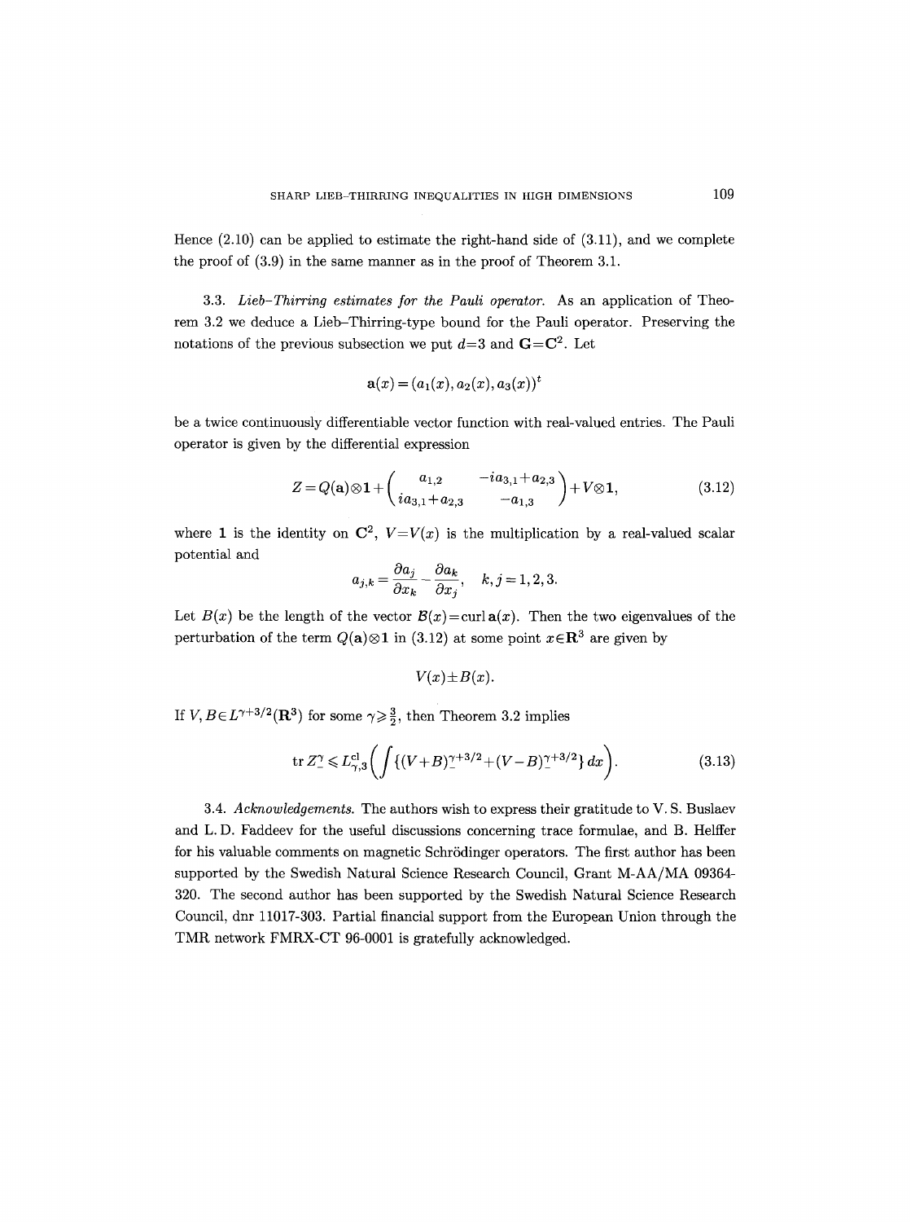Hence (2.10) can be applied to estimate the right-hand side of (3.11), and we complete the proof of (3.9) in the same manner as in the proof of Theorem 3.1.

3.3. *Lieb–Thirring estimates for the Pauli operator.* As an application of Theorem 3.2 we deduce a Lieb–Thirring-type bound for the Pauli operator. Preserving the notations of the previous subsection we put $d=3$ and $\mathbf{G}=\mathbf{C}^2$. Let

$$\mathbf{a}(x)=(a_1(x),a_2(x),a_3(x))^t$$

be a twice continuously differentiable vector function with real-valued entries. The Pauli operator is given by the differential expression

$$Z=Q(\mathbf{a})\otimes\mathbf{1}+\begin{pmatrix} a_{1,2} & -ia_{3,1}+a_{2,3} \\ ia_{3,1}+a_{2,3} & -a_{1,3}\end{pmatrix}+V\otimes\mathbf{1}, \tag{3.12}$$

where $\mathbf{1}$ is the identity on $\mathbf{C}^2$, $V=V(x)$ is the multiplication by a real-valued scalar potential and

$$a_{j,k}=\frac{\partial a_j}{\partial x_k}-\frac{\partial a_k}{\partial x_j},\quad k,j=1,2,3.$$

Let $B(x)$ be the length of the vector $\mathcal{B}(x)=\operatorname{curl}\mathbf{a}(x)$. Then the two eigenvalues of the perturbation of the term $Q(\mathbf{a})\otimes\mathbf{1}$ in (3.12) at some point $x\in\mathbf{R}^3$ are given by

$$V(x)\pm B(x).$$

If $V,B\in L^{\gamma+3/2}(\mathbf{R}^3)$ for some $\gamma\geqslant\frac{3}{2}$, then Theorem 3.2 implies

$$\operatorname{tr} Z_-^\gamma\leqslant L_{\gamma,3}^{\mathrm{cl}}\biggl(\int\{(V+B)_-^{\gamma+3/2}+(V-B)_-^{\gamma+3/2}\}\,dx\biggr). \tag{3.13}$$

3.4. *Acknowledgements.* The authors wish to express their gratitude to V. S. Buslaev and L. D. Faddeev for the useful discussions concerning trace formulae, and B. Helffer for his valuable comments on magnetic Schrödinger operators. The first author has been supported by the Swedish Natural Science Research Council, Grant M-AA/MA 09364-320. The second author has been supported by the Swedish Natural Science Research Council, dnr 11017-303. Partial financial support from the European Union through the TMR network FMRX-CT 96-0001 is gratefully acknowledged.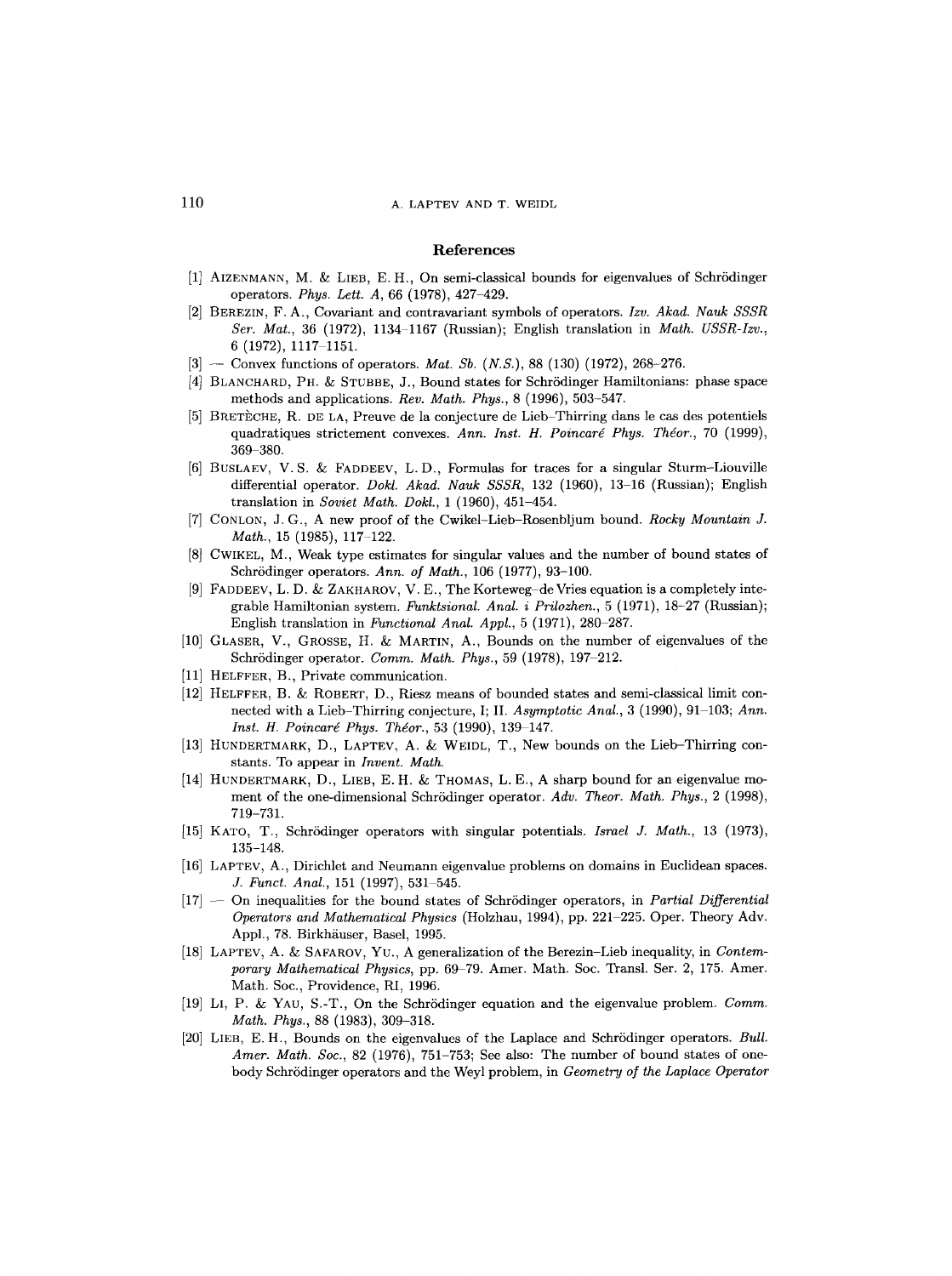## References

[1] Aizenmann, M. & Lieb, E. H., On semi-classical bounds for eigenvalues of Schrödinger operators. *Phys. Lett. A*, 66 (1978), 427–429.

[2] Berezin, F. A., Covariant and contravariant symbols of operators. *Izv. Akad. Nauk SSSR Ser. Mat.*, 36 (1972), 1134–1167 (Russian); English translation in *Math. USSR-Izv.*, 6 (1972), 1117–1151.

[3] — Convex functions of operators. *Mat. Sb. (N.S.)*, 88 (130) (1972), 268–276.

[4] Blanchard, Ph. & Stubbe, J., Bound states for Schrödinger Hamiltonians: phase space methods and applications. *Rev. Math. Phys.*, 8 (1996), 503–547.

[5] Bretèche, R. de la, Preuve de la conjecture de Lieb–Thirring dans le cas des potentiels quadratiques strictement convexes. *Ann. Inst. H. Poincaré Phys. Théor.*, 70 (1999), 369–380.

[6] Buslaev, V. S. & Faddeev, L. D., Formulas for traces for a singular Sturm–Liouville differential operator. *Dokl. Akad. Nauk SSSR*, 132 (1960), 13–16 (Russian); English translation in *Soviet Math. Dokl.*, 1 (1960), 451–454.

[7] Conlon, J. G., A new proof of the Cwikel–Lieb–Rosenbljum bound. *Rocky Mountain J. Math.*, 15 (1985), 117–122.

[8] Cwikel, M., Weak type estimates for singular values and the number of bound states of Schrödinger operators. *Ann. of Math.*, 106 (1977), 93–100.

[9] Faddeev, L. D. & Zakharov, V. E., The Korteweg–de Vries equation is a completely integrable Hamiltonian system. *Funktsional. Anal. i Prilozhen.*, 5 (1971), 18–27 (Russian); English translation in *Functional Anal. Appl.*, 5 (1971), 280–287.

[10] Glaser, V., Grosse, H. & Martin, A., Bounds on the number of eigenvalues of the Schrödinger operator. *Comm. Math. Phys.*, 59 (1978), 197–212.

[11] Helffer, B., Private communication.

[12] Helffer, B. & Robert, D., Riesz means of bounded states and semi-classical limit connected with a Lieb–Thirring conjecture, I; II. *Asymptotic Anal.*, 3 (1990), 91–103; *Ann. Inst. H. Poincaré Phys. Théor.*, 53 (1990), 139–147.

[13] Hundertmark, D., Laptev, A. & Weidl, T., New bounds on the Lieb–Thirring constants. To appear in *Invent. Math.*

[14] Hundertmark, D., Lieb, E. H. & Thomas, L. E., A sharp bound for an eigenvalue moment of the one-dimensional Schrödinger operator. *Adv. Theor. Math. Phys.*, 2 (1998), 719–731.

[15] Kato, T., Schrödinger operators with singular potentials. *Israel J. Math.*, 13 (1973), 135–148.

[16] Laptev, A., Dirichlet and Neumann eigenvalue problems on domains in Euclidean spaces. *J. Funct. Anal.*, 151 (1997), 531–545.

[17] — On inequalities for the bound states of Schrödinger operators, in *Partial Differential Operators and Mathematical Physics* (Holzhau, 1994), pp. 221–225. Oper. Theory Adv. Appl., 78. Birkhäuser, Basel, 1995.

[18] Laptev, A. & Safarov, Yu., A generalization of the Berezin–Lieb inequality, in *Contemporary Mathematical Physics*, pp. 69–79. Amer. Math. Soc. Transl. Ser. 2, 175. Amer. Math. Soc., Providence, RI, 1996.

[19] Li, P. & Yau, S.-T., On the Schrödinger equation and the eigenvalue problem. *Comm. Math. Phys.*, 88 (1983), 309–318.

[20] Lieb, E. H., Bounds on the eigenvalues of the Laplace and Schrödinger operators. *Bull. Amer. Math. Soc.*, 82 (1976), 751–753; See also: The number of bound states of one-body Schrödinger operators and the Weyl problem, in *Geometry of the Laplace Operator*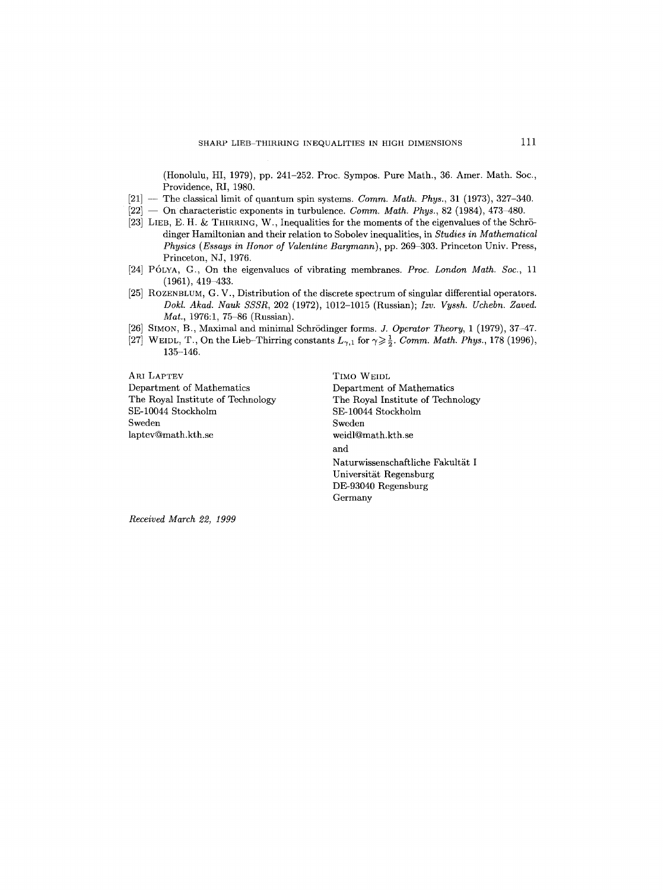(Honolulu, HI, 1979), pp. 241–252. Proc. Sympos. Pure Math., 36. Amer. Math. Soc., Providence, RI, 1980.

[21] — The classical limit of quantum spin systems. *Comm. Math. Phys.*, 31 (1973), 327–340.

[22] — On characteristic exponents in turbulence. *Comm. Math. Phys.*, 82 (1984), 473–480.

[23] LIEB, E. H. & THIRRING, W., Inequalities for the moments of the eigenvalues of the Schrödinger Hamiltonian and their relation to Sobolev inequalities, in *Studies in Mathematical Physics (Essays in Honor of Valentine Bargmann)*, pp. 269–303. Princeton Univ. Press, Princeton, NJ, 1976.

[24] PÓLYA, G., On the eigenvalues of vibrating membranes. *Proc. London Math. Soc.*, 11 (1961), 419–433.

[25] ROZENBLUM, G. V., Distribution of the discrete spectrum of singular differential operators. *Dokl. Akad. Nauk SSSR*, 202 (1972), 1012–1015 (Russian); *Izv. Vyssh. Uchebn. Zaved. Mat.*, 1976:1, 75–86 (Russian).

[26] SIMON, B., Maximal and minimal Schrödinger forms. *J. Operator Theory*, 1 (1979), 37–47.

[27] WEIDL, T., On the Lieb–Thirring constants $L_{\gamma,1}$ for $\gamma \geqslant \frac{1}{2}$. *Comm. Math. Phys.*, 178 (1996), 135–146.

ARI LAPTEV
Department of Mathematics
The Royal Institute of Technology
SE-10044 Stockholm
Sweden
laptev@math.kth.se

TIMO WEIDL
Department of Mathematics
The Royal Institute of Technology
SE-10044 Stockholm
Sweden
weidl@math.kth.se
and
Naturwissenschaftliche Fakultät I
Universität Regensburg
DE-93040 Regensburg
Germany

*Received March 22, 1999*